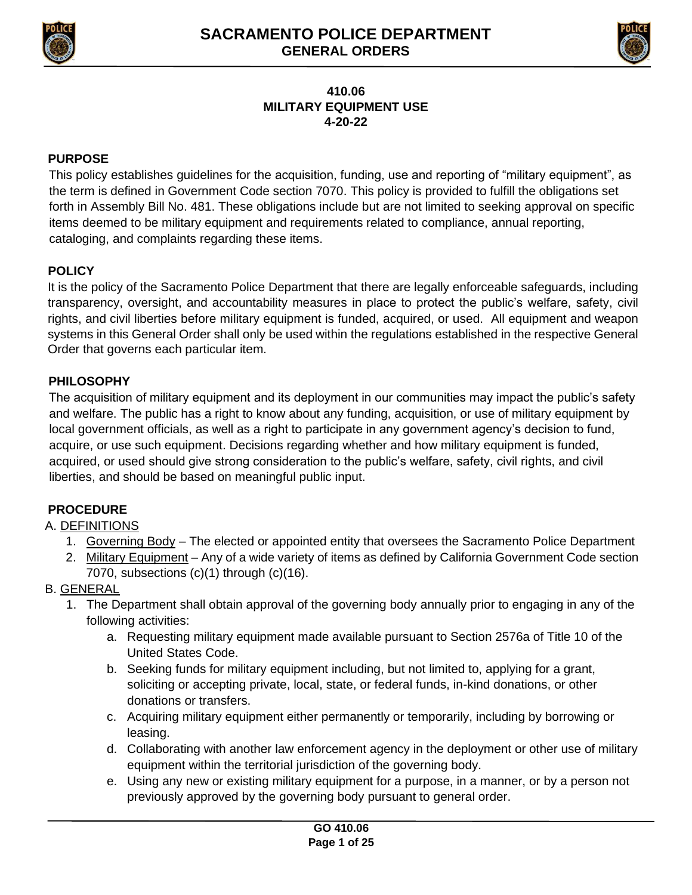# SACRAMENTO POLICE DEPARTMENT
## GENERAL ORDERS

**410.06**
**MILITARY EQUIPMENT USE**
**4-20-22**

### PURPOSE

This policy establishes guidelines for the acquisition, funding, use and reporting of "military equipment", as the term is defined in Government Code section 7070. This policy is provided to fulfill the obligations set forth in Assembly Bill No. 481. These obligations include but are not limited to seeking approval on specific items deemed to be military equipment and requirements related to compliance, annual reporting, cataloging, and complaints regarding these items.

### POLICY

It is the policy of the Sacramento Police Department that there are legally enforceable safeguards, including transparency, oversight, and accountability measures in place to protect the public's welfare, safety, civil rights, and civil liberties before military equipment is funded, acquired, or used. All equipment and weapon systems in this General Order shall only be used within the regulations established in the respective General Order that governs each particular item.

### PHILOSOPHY

The acquisition of military equipment and its deployment in our communities may impact the public's safety and welfare. The public has a right to know about any funding, acquisition, or use of military equipment by local government officials, as well as a right to participate in any government agency's decision to fund, acquire, or use such equipment. Decisions regarding whether and how military equipment is funded, acquired, or used should give strong consideration to the public's welfare, safety, civil rights, and civil liberties, and should be based on meaningful public input.

### PROCEDURE

A. DEFINITIONS

1. Governing Body – The elected or appointed entity that oversees the Sacramento Police Department
2. Military Equipment – Any of a wide variety of items as defined by California Government Code section 7070, subsections (c)(1) through (c)(16).

B. GENERAL

1. The Department shall obtain approval of the governing body annually prior to engaging in any of the following activities:
   a. Requesting military equipment made available pursuant to Section 2576a of Title 10 of the United States Code.
   b. Seeking funds for military equipment including, but not limited to, applying for a grant, soliciting or accepting private, local, state, or federal funds, in-kind donations, or other donations or transfers.
   c. Acquiring military equipment either permanently or temporarily, including by borrowing or leasing.
   d. Collaborating with another law enforcement agency in the deployment or other use of military equipment within the territorial jurisdiction of the governing body.
   e. Using any new or existing military equipment for a purpose, in a manner, or by a person not previously approved by the governing body pursuant to general order.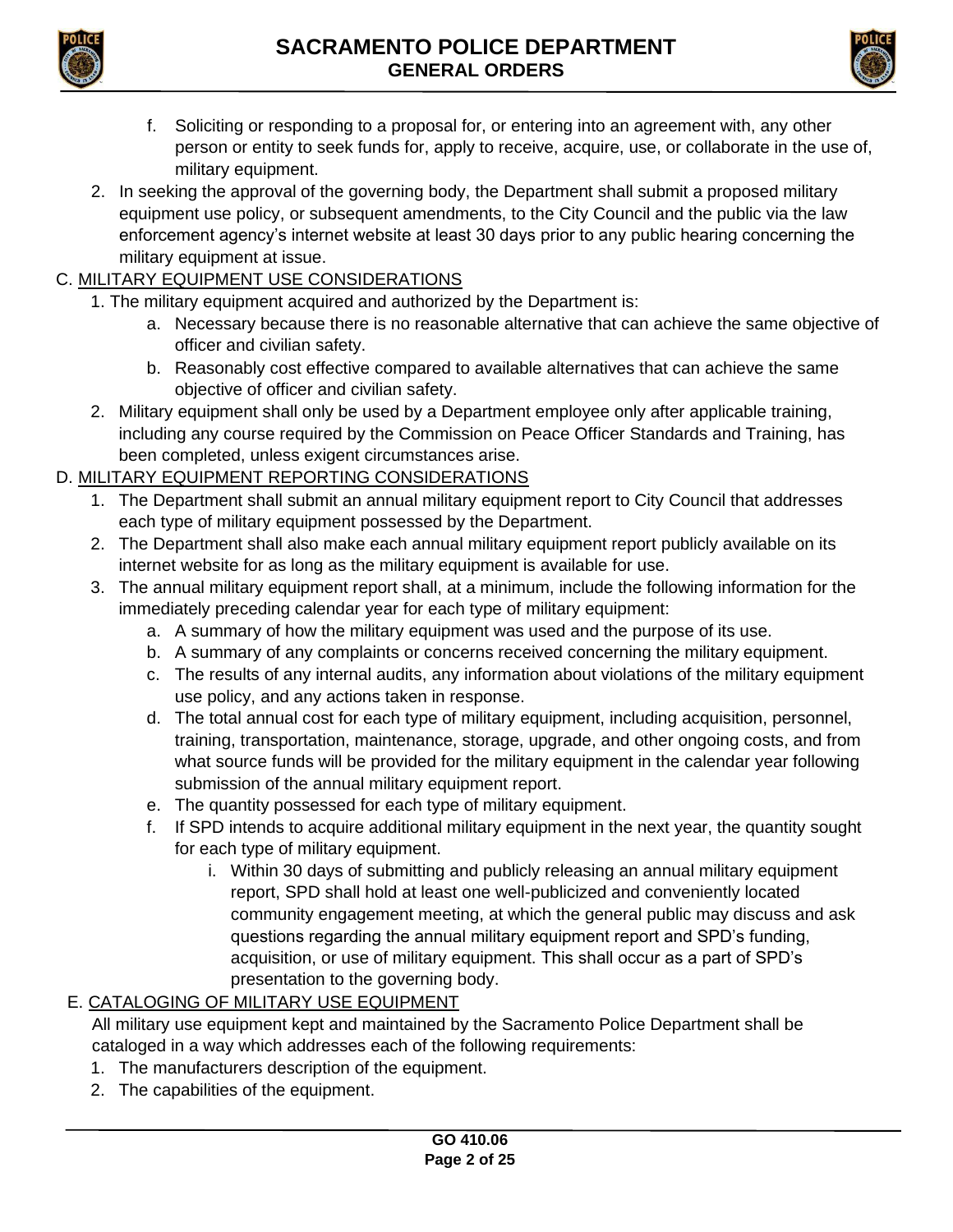f. Soliciting or responding to a proposal for, or entering into an agreement with, any other person or entity to seek funds for, apply to receive, acquire, use, or collaborate in the use of, military equipment.

2. In seeking the approval of the governing body, the Department shall submit a proposed military equipment use policy, or subsequent amendments, to the City Council and the public via the law enforcement agency's internet website at least 30 days prior to any public hearing concerning the military equipment at issue.

C. MILITARY EQUIPMENT USE CONSIDERATIONS

1. The military equipment acquired and authorized by the Department is:
   a. Necessary because there is no reasonable alternative that can achieve the same objective of officer and civilian safety.
   b. Reasonably cost effective compared to available alternatives that can achieve the same objective of officer and civilian safety.
2. Military equipment shall only be used by a Department employee only after applicable training, including any course required by the Commission on Peace Officer Standards and Training, has been completed, unless exigent circumstances arise.

D. MILITARY EQUIPMENT REPORTING CONSIDERATIONS

1. The Department shall submit an annual military equipment report to City Council that addresses each type of military equipment possessed by the Department.
2. The Department shall also make each annual military equipment report publicly available on its internet website for as long as the military equipment is available for use.
3. The annual military equipment report shall, at a minimum, include the following information for the immediately preceding calendar year for each type of military equipment:
   a. A summary of how the military equipment was used and the purpose of its use.
   b. A summary of any complaints or concerns received concerning the military equipment.
   c. The results of any internal audits, any information about violations of the military equipment use policy, and any actions taken in response.
   d. The total annual cost for each type of military equipment, including acquisition, personnel, training, transportation, maintenance, storage, upgrade, and other ongoing costs, and from what source funds will be provided for the military equipment in the calendar year following submission of the annual military equipment report.
   e. The quantity possessed for each type of military equipment.
   f. If SPD intends to acquire additional military equipment in the next year, the quantity sought for each type of military equipment.
      i. Within 30 days of submitting and publicly releasing an annual military equipment report, SPD shall hold at least one well-publicized and conveniently located community engagement meeting, at which the general public may discuss and ask questions regarding the annual military equipment report and SPD's funding, acquisition, or use of military equipment. This shall occur as a part of SPD's presentation to the governing body.

E. CATALOGING OF MILITARY USE EQUIPMENT

All military use equipment kept and maintained by the Sacramento Police Department shall be cataloged in a way which addresses each of the following requirements:

1. The manufacturers description of the equipment.
2. The capabilities of the equipment.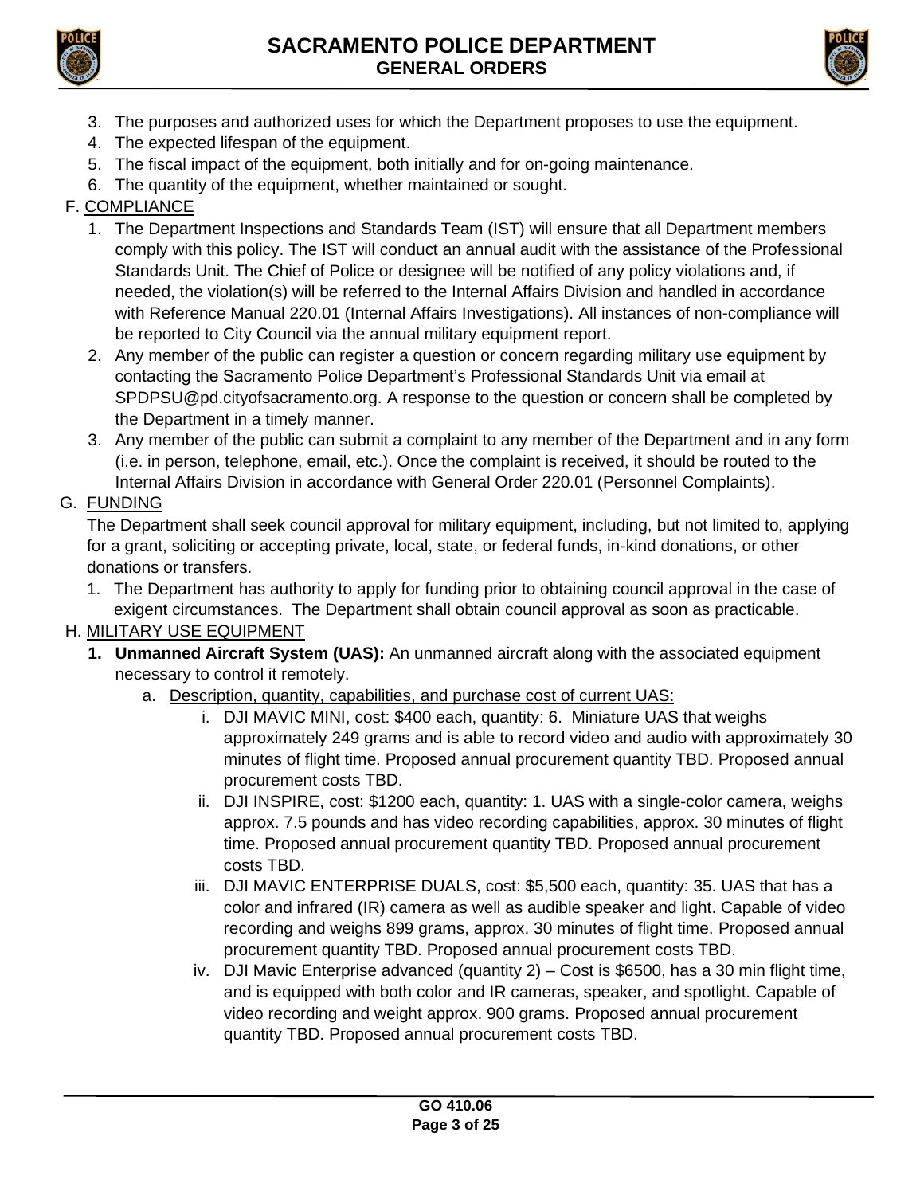3. The purposes and authorized uses for which the Department proposes to use the equipment.
4. The expected lifespan of the equipment.
5. The fiscal impact of the equipment, both initially and for on-going maintenance.
6. The quantity of the equipment, whether maintained or sought.

F. COMPLIANCE

1. The Department Inspections and Standards Team (IST) will ensure that all Department members comply with this policy. The IST will conduct an annual audit with the assistance of the Professional Standards Unit. The Chief of Police or designee will be notified of any policy violations and, if needed, the violation(s) will be referred to the Internal Affairs Division and handled in accordance with Reference Manual 220.01 (Internal Affairs Investigations). All instances of non-compliance will be reported to City Council via the annual military equipment report.
2. Any member of the public can register a question or concern regarding military use equipment by contacting the Sacramento Police Department's Professional Standards Unit via email at SPDPSU@pd.cityofsacramento.org. A response to the question or concern shall be completed by the Department in a timely manner.
3. Any member of the public can submit a complaint to any member of the Department and in any form (i.e. in person, telephone, email, etc.). Once the complaint is received, it should be routed to the Internal Affairs Division in accordance with General Order 220.01 (Personnel Complaints).

G. FUNDING

The Department shall seek council approval for military equipment, including, but not limited to, applying for a grant, soliciting or accepting private, local, state, or federal funds, in-kind donations, or other donations or transfers.

1. The Department has authority to apply for funding prior to obtaining council approval in the case of exigent circumstances. The Department shall obtain council approval as soon as practicable.

H. MILITARY USE EQUIPMENT

1. **Unmanned Aircraft System (UAS):** An unmanned aircraft along with the associated equipment necessary to control it remotely.
   a. Description, quantity, capabilities, and purchase cost of current UAS:
      i. DJI MAVIC MINI, cost: $400 each, quantity: 6. Miniature UAS that weighs approximately 249 grams and is able to record video and audio with approximately 30 minutes of flight time. Proposed annual procurement quantity TBD. Proposed annual procurement costs TBD.
      ii. DJI INSPIRE, cost: $1200 each, quantity: 1. UAS with a single-color camera, weighs approx. 7.5 pounds and has video recording capabilities, approx. 30 minutes of flight time. Proposed annual procurement quantity TBD. Proposed annual procurement costs TBD.
      iii. DJI MAVIC ENTERPRISE DUALS, cost: $5,500 each, quantity: 35. UAS that has a color and infrared (IR) camera as well as audible speaker and light. Capable of video recording and weighs 899 grams, approx. 30 minutes of flight time. Proposed annual procurement quantity TBD. Proposed annual procurement costs TBD.
      iv. DJI Mavic Enterprise advanced (quantity 2) – Cost is $6500, has a 30 min flight time, and is equipped with both color and IR cameras, speaker, and spotlight. Capable of video recording and weight approx. 900 grams. Proposed annual procurement quantity TBD. Proposed annual procurement costs TBD.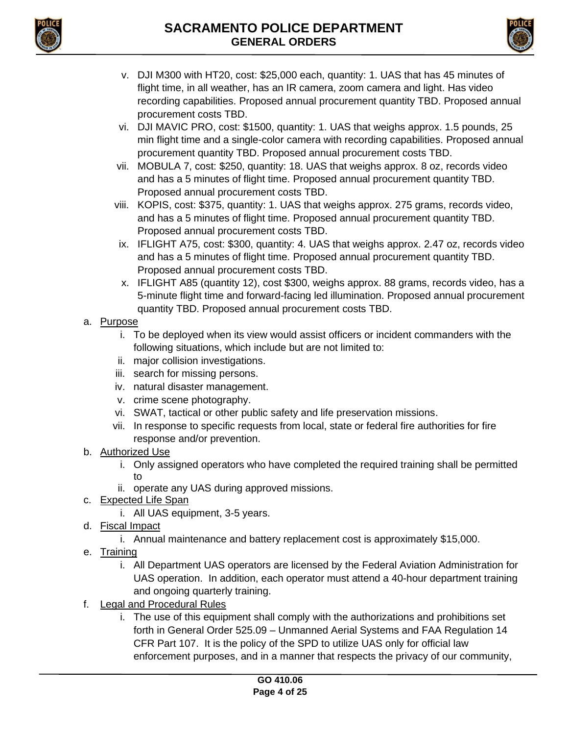v. DJI M300 with HT20, cost: $25,000 each, quantity: 1. UAS that has 45 minutes of flight time, in all weather, has an IR camera, zoom camera and light. Has video recording capabilities. Proposed annual procurement quantity TBD. Proposed annual procurement costs TBD.

vi. DJI MAVIC PRO, cost: $1500, quantity: 1. UAS that weighs approx. 1.5 pounds, 25 min flight time and a single-color camera with recording capabilities. Proposed annual procurement quantity TBD. Proposed annual procurement costs TBD.

vii. MOBULA 7, cost: $250, quantity: 18. UAS that weighs approx. 8 oz, records video and has a 5 minutes of flight time. Proposed annual procurement quantity TBD. Proposed annual procurement costs TBD.

viii. KOPIS, cost: $375, quantity: 1. UAS that weighs approx. 275 grams, records video, and has a 5 minutes of flight time. Proposed annual procurement quantity TBD. Proposed annual procurement costs TBD.

ix. IFLIGHT A75, cost: $300, quantity: 4. UAS that weighs approx. 2.47 oz, records video and has a 5 minutes of flight time. Proposed annual procurement quantity TBD. Proposed annual procurement costs TBD.

x. IFLIGHT A85 (quantity 12), cost $300, weighs approx. 88 grams, records video, has a 5-minute flight time and forward-facing led illumination. Proposed annual procurement quantity TBD. Proposed annual procurement costs TBD.

a. Purpose
   i. To be deployed when its view would assist officers or incident commanders with the following situations, which include but are not limited to:
   ii. major collision investigations.
   iii. search for missing persons.
   iv. natural disaster management.
   v. crime scene photography.
   vi. SWAT, tactical or other public safety and life preservation missions.
   vii. In response to specific requests from local, state or federal fire authorities for fire response and/or prevention.

b. Authorized Use
   i. Only assigned operators who have completed the required training shall be permitted to
   ii. operate any UAS during approved missions.

c. Expected Life Span
   i. All UAS equipment, 3-5 years.

d. Fiscal Impact
   i. Annual maintenance and battery replacement cost is approximately $15,000.

e. Training
   i. All Department UAS operators are licensed by the Federal Aviation Administration for UAS operation. In addition, each operator must attend a 40-hour department training and ongoing quarterly training.

f. Legal and Procedural Rules
   i. The use of this equipment shall comply with the authorizations and prohibitions set forth in General Order 525.09 – Unmanned Aerial Systems and FAA Regulation 14 CFR Part 107. It is the policy of the SPD to utilize UAS only for official law enforcement purposes, and in a manner that respects the privacy of our community,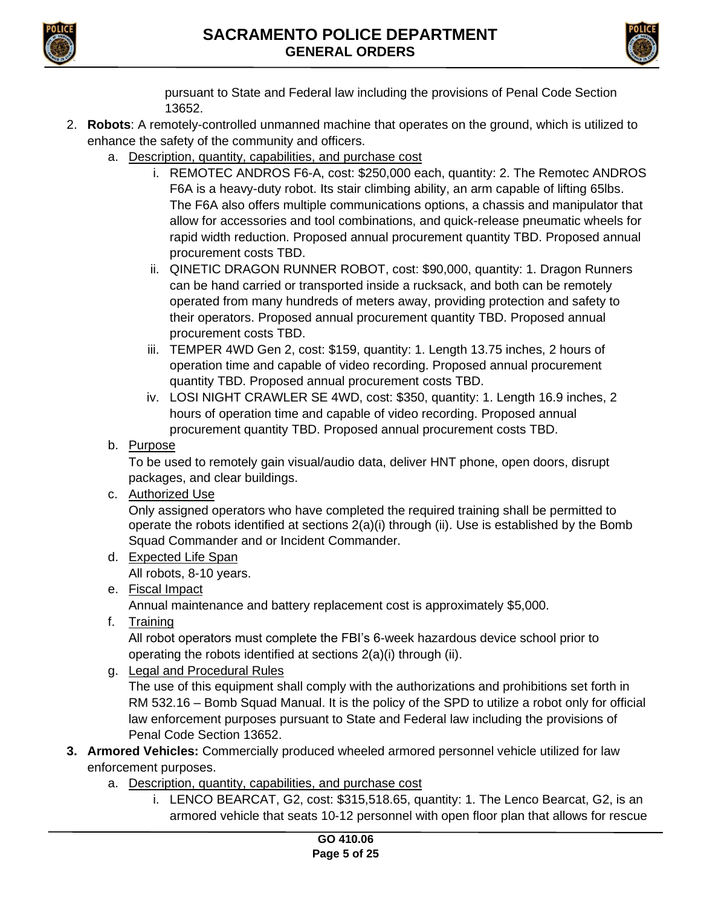pursuant to State and Federal law including the provisions of Penal Code Section 13652.

2. **Robots**: A remotely-controlled unmanned machine that operates on the ground, which is utilized to enhance the safety of the community and officers.
   a. Description, quantity, capabilities, and purchase cost
      i. REMOTEC ANDROS F6-A, cost: $250,000 each, quantity: 2. The Remotec ANDROS F6A is a heavy-duty robot. Its stair climbing ability, an arm capable of lifting 65lbs. The F6A also offers multiple communications options, a chassis and manipulator that allow for accessories and tool combinations, and quick-release pneumatic wheels for rapid width reduction. Proposed annual procurement quantity TBD. Proposed annual procurement costs TBD.
      ii. QINETIC DRAGON RUNNER ROBOT, cost: $90,000, quantity: 1. Dragon Runners can be hand carried or transported inside a rucksack, and both can be remotely operated from many hundreds of meters away, providing protection and safety to their operators. Proposed annual procurement quantity TBD. Proposed annual procurement costs TBD.
      iii. TEMPER 4WD Gen 2, cost: $159, quantity: 1. Length 13.75 inches, 2 hours of operation time and capable of video recording. Proposed annual procurement quantity TBD. Proposed annual procurement costs TBD.
      iv. LOSI NIGHT CRAWLER SE 4WD, cost: $350, quantity: 1. Length 16.9 inches, 2 hours of operation time and capable of video recording. Proposed annual procurement quantity TBD. Proposed annual procurement costs TBD.
   b. Purpose
      To be used to remotely gain visual/audio data, deliver HNT phone, open doors, disrupt packages, and clear buildings.
   c. Authorized Use
      Only assigned operators who have completed the required training shall be permitted to operate the robots identified at sections 2(a)(i) through (ii). Use is established by the Bomb Squad Commander and or Incident Commander.
   d. Expected Life Span
      All robots, 8-10 years.
   e. Fiscal Impact
      Annual maintenance and battery replacement cost is approximately $5,000.
   f. Training
      All robot operators must complete the FBI's 6-week hazardous device school prior to operating the robots identified at sections 2(a)(i) through (ii).
   g. Legal and Procedural Rules
      The use of this equipment shall comply with the authorizations and prohibitions set forth in RM 532.16 – Bomb Squad Manual. It is the policy of the SPD to utilize a robot only for official law enforcement purposes pursuant to State and Federal law including the provisions of Penal Code Section 13652.

3. **Armored Vehicles:** Commercially produced wheeled armored personnel vehicle utilized for law enforcement purposes.
   a. Description, quantity, capabilities, and purchase cost
      i. LENCO BEARCAT, G2, cost: $315,518.65, quantity: 1. The Lenco Bearcat, G2, is an armored vehicle that seats 10-12 personnel with open floor plan that allows for rescue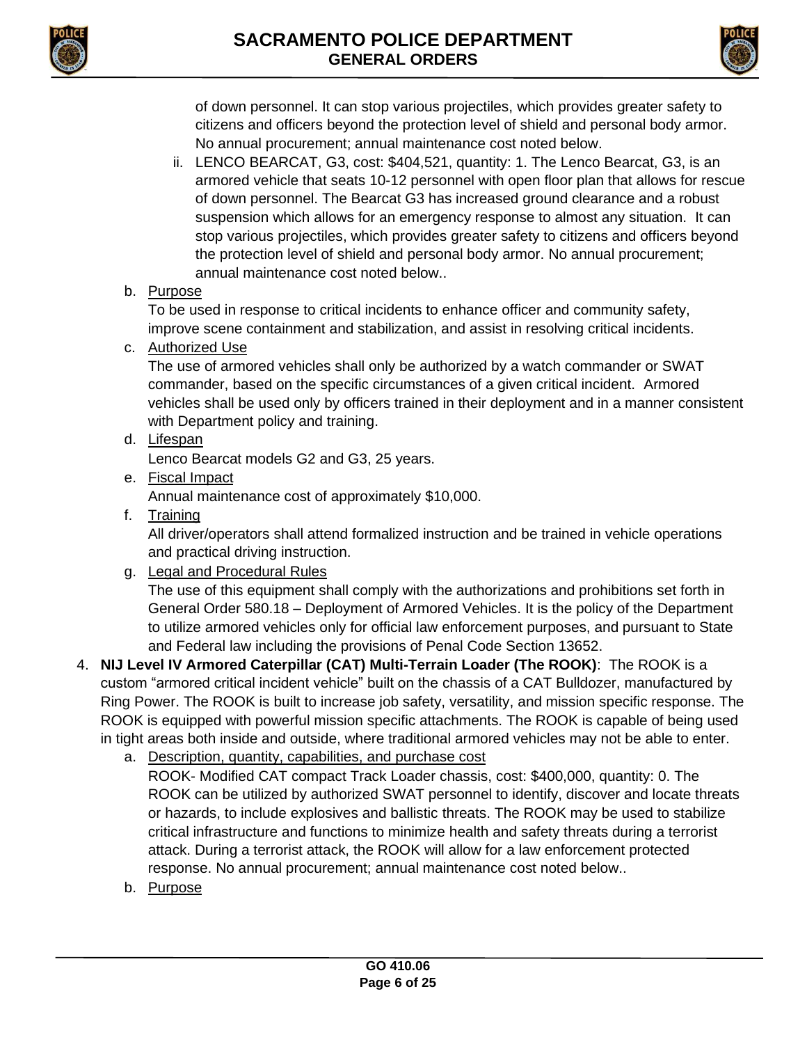of down personnel. It can stop various projectiles, which provides greater safety to citizens and officers beyond the protection level of shield and personal body armor. No annual procurement; annual maintenance cost noted below.

   ii. LENCO BEARCAT, G3, cost: $404,521, quantity: 1. The Lenco Bearcat, G3, is an armored vehicle that seats 10-12 personnel with open floor plan that allows for rescue of down personnel. The Bearcat G3 has increased ground clearance and a robust suspension which allows for an emergency response to almost any situation. It can stop various projectiles, which provides greater safety to citizens and officers beyond the protection level of shield and personal body armor. No annual procurement; annual maintenance cost noted below..

b. Purpose
   To be used in response to critical incidents to enhance officer and community safety, improve scene containment and stabilization, and assist in resolving critical incidents.

c. Authorized Use
   The use of armored vehicles shall only be authorized by a watch commander or SWAT commander, based on the specific circumstances of a given critical incident. Armored vehicles shall be used only by officers trained in their deployment and in a manner consistent with Department policy and training.

d. Lifespan
   Lenco Bearcat models G2 and G3, 25 years.

e. Fiscal Impact
   Annual maintenance cost of approximately $10,000.

f. Training
   All driver/operators shall attend formalized instruction and be trained in vehicle operations and practical driving instruction.

g. Legal and Procedural Rules
   The use of this equipment shall comply with the authorizations and prohibitions set forth in General Order 580.18 – Deployment of Armored Vehicles. It is the policy of the Department to utilize armored vehicles only for official law enforcement purposes, and pursuant to State and Federal law including the provisions of Penal Code Section 13652.

4. **NIJ Level IV Armored Caterpillar (CAT) Multi-Terrain Loader (The ROOK)**: The ROOK is a custom "armored critical incident vehicle" built on the chassis of a CAT Bulldozer, manufactured by Ring Power. The ROOK is built to increase job safety, versatility, and mission specific response. The ROOK is equipped with powerful mission specific attachments. The ROOK is capable of being used in tight areas both inside and outside, where traditional armored vehicles may not be able to enter.

   a. Description, quantity, capabilities, and purchase cost
      ROOK- Modified CAT compact Track Loader chassis, cost: $400,000, quantity: 0. The ROOK can be utilized by authorized SWAT personnel to identify, discover and locate threats or hazards, to include explosives and ballistic threats. The ROOK may be used to stabilize critical infrastructure and functions to minimize health and safety threats during a terrorist attack. During a terrorist attack, the ROOK will allow for a law enforcement protected response. No annual procurement; annual maintenance cost noted below..

   b. Purpose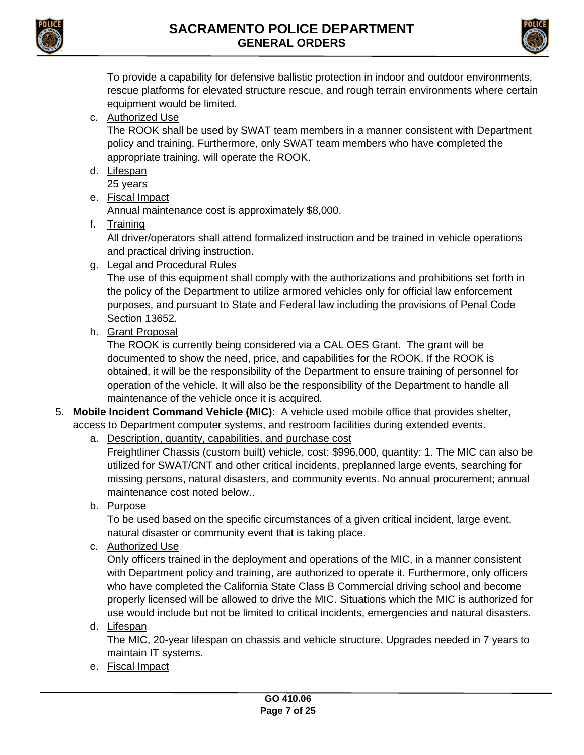To provide a capability for defensive ballistic protection in indoor and outdoor environments, rescue platforms for elevated structure rescue, and rough terrain environments where certain equipment would be limited.

c. Authorized Use
The ROOK shall be used by SWAT team members in a manner consistent with Department policy and training. Furthermore, only SWAT team members who have completed the appropriate training, will operate the ROOK.

d. Lifespan
25 years

e. Fiscal Impact
Annual maintenance cost is approximately $8,000.

f. Training
All driver/operators shall attend formalized instruction and be trained in vehicle operations and practical driving instruction.

g. Legal and Procedural Rules
The use of this equipment shall comply with the authorizations and prohibitions set forth in the policy of the Department to utilize armored vehicles only for official law enforcement purposes, and pursuant to State and Federal law including the provisions of Penal Code Section 13652.

h. Grant Proposal
The ROOK is currently being considered via a CAL OES Grant. The grant will be documented to show the need, price, and capabilities for the ROOK. If the ROOK is obtained, it will be the responsibility of the Department to ensure training of personnel for operation of the vehicle. It will also be the responsibility of the Department to handle all maintenance of the vehicle once it is acquired.

5. **Mobile Incident Command Vehicle (MIC)**: A vehicle used mobile office that provides shelter, access to Department computer systems, and restroom facilities during extended events.

a. Description, quantity, capabilities, and purchase cost
Freightliner Chassis (custom built) vehicle, cost: $996,000, quantity: 1. The MIC can also be utilized for SWAT/CNT and other critical incidents, preplanned large events, searching for missing persons, natural disasters, and community events. No annual procurement; annual maintenance cost noted below..

b. Purpose
To be used based on the specific circumstances of a given critical incident, large event, natural disaster or community event that is taking place.

c. Authorized Use
Only officers trained in the deployment and operations of the MIC, in a manner consistent with Department policy and training, are authorized to operate it. Furthermore, only officers who have completed the California State Class B Commercial driving school and become properly licensed will be allowed to drive the MIC. Situations which the MIC is authorized for use would include but not be limited to critical incidents, emergencies and natural disasters.

d. Lifespan
The MIC, 20-year lifespan on chassis and vehicle structure. Upgrades needed in 7 years to maintain IT systems.

e. Fiscal Impact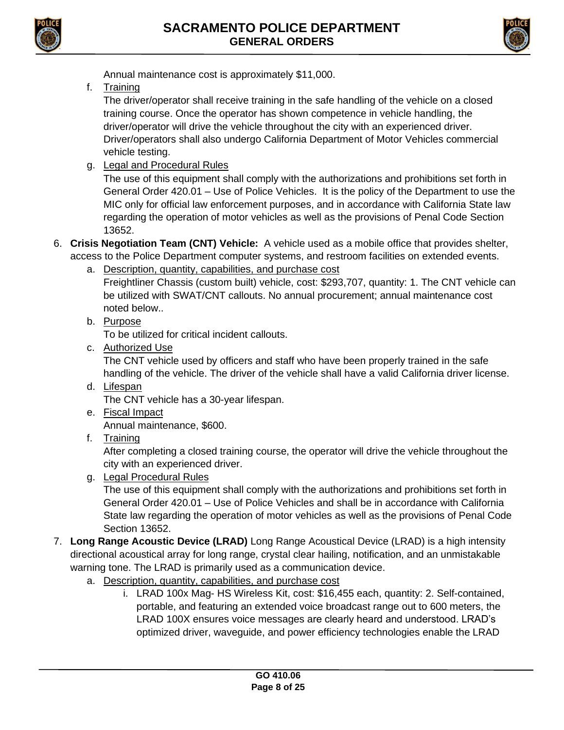Annual maintenance cost is approximately $11,000.

f. Training

The driver/operator shall receive training in the safe handling of the vehicle on a closed training course. Once the operator has shown competence in vehicle handling, the driver/operator will drive the vehicle throughout the city with an experienced driver. Driver/operators shall also undergo California Department of Motor Vehicles commercial vehicle testing.

g. Legal and Procedural Rules

The use of this equipment shall comply with the authorizations and prohibitions set forth in General Order 420.01 – Use of Police Vehicles. It is the policy of the Department to use the MIC only for official law enforcement purposes, and in accordance with California State law regarding the operation of motor vehicles as well as the provisions of Penal Code Section 13652.

6. **Crisis Negotiation Team (CNT) Vehicle:** A vehicle used as a mobile office that provides shelter, access to the Police Department computer systems, and restroom facilities on extended events.

   a. Description, quantity, capabilities, and purchase cost

   Freightliner Chassis (custom built) vehicle, cost: $293,707, quantity: 1. The CNT vehicle can be utilized with SWAT/CNT callouts. No annual procurement; annual maintenance cost noted below..

   b. Purpose

   To be utilized for critical incident callouts.

   c. Authorized Use

   The CNT vehicle used by officers and staff who have been properly trained in the safe handling of the vehicle. The driver of the vehicle shall have a valid California driver license.

   d. Lifespan

   The CNT vehicle has a 30-year lifespan.

   e. Fiscal Impact

   Annual maintenance, $600.

   f. Training

   After completing a closed training course, the operator will drive the vehicle throughout the city with an experienced driver.

   g. Legal Procedural Rules

   The use of this equipment shall comply with the authorizations and prohibitions set forth in General Order 420.01 – Use of Police Vehicles and shall be in accordance with California State law regarding the operation of motor vehicles as well as the provisions of Penal Code Section 13652.

7. **Long Range Acoustic Device (LRAD)** Long Range Acoustical Device (LRAD) is a high intensity directional acoustical array for long range, crystal clear hailing, notification, and an unmistakable warning tone. The LRAD is primarily used as a communication device.

   a. Description, quantity, capabilities, and purchase cost

      i. LRAD 100x Mag- HS Wireless Kit, cost: $16,455 each, quantity: 2. Self-contained, portable, and featuring an extended voice broadcast range out to 600 meters, the LRAD 100X ensures voice messages are clearly heard and understood. LRAD's optimized driver, waveguide, and power efficiency technologies enable the LRAD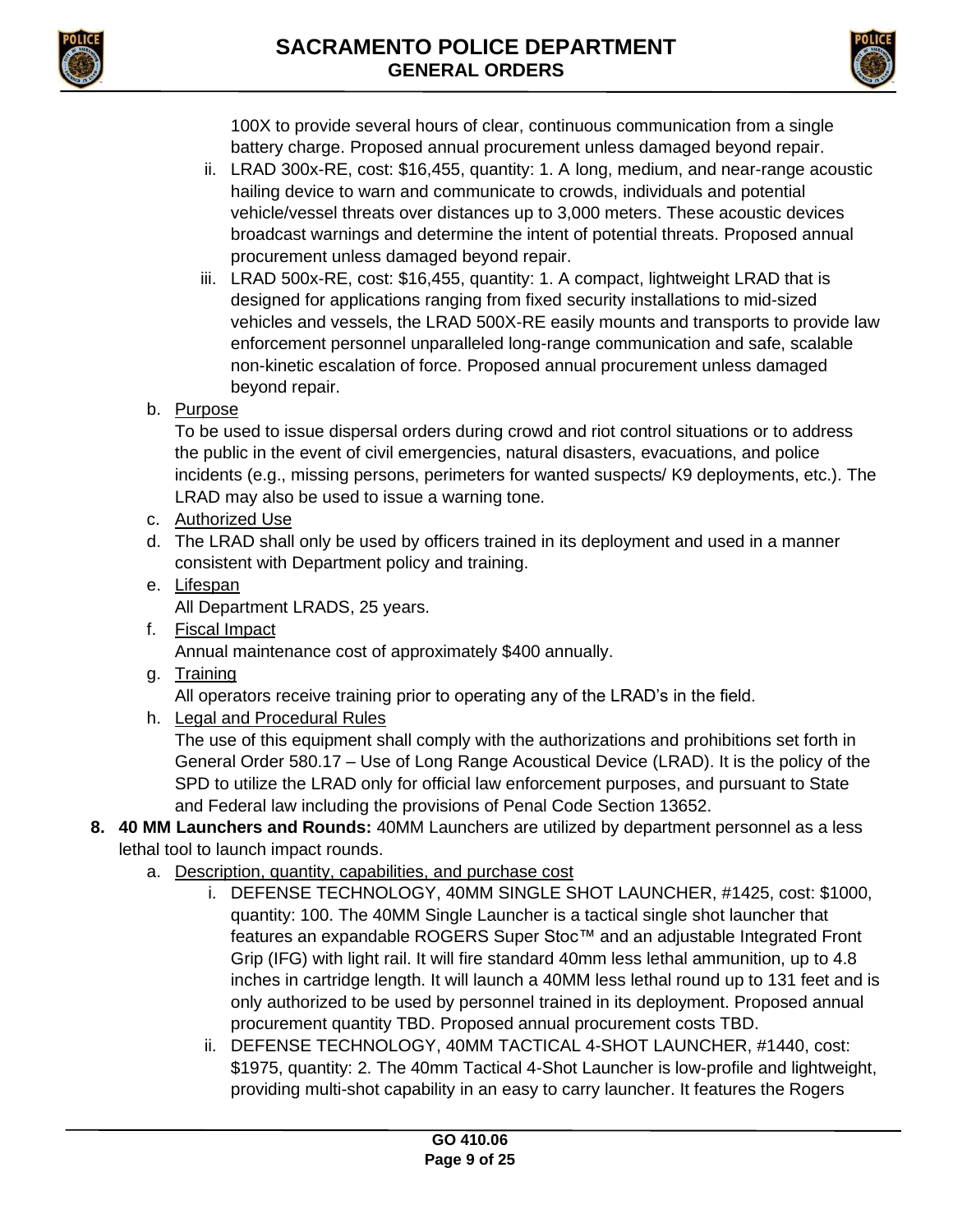100X to provide several hours of clear, continuous communication from a single battery charge. Proposed annual procurement unless damaged beyond repair.

ii. LRAD 300x-RE, cost: $16,455, quantity: 1. A long, medium, and near-range acoustic hailing device to warn and communicate to crowds, individuals and potential vehicle/vessel threats over distances up to 3,000 meters. These acoustic devices broadcast warnings and determine the intent of potential threats. Proposed annual procurement unless damaged beyond repair.

iii. LRAD 500x-RE, cost: $16,455, quantity: 1. A compact, lightweight LRAD that is designed for applications ranging from fixed security installations to mid-sized vehicles and vessels, the LRAD 500X-RE easily mounts and transports to provide law enforcement personnel unparalleled long-range communication and safe, scalable non-kinetic escalation of force. Proposed annual procurement unless damaged beyond repair.

b. Purpose

To be used to issue dispersal orders during crowd and riot control situations or to address the public in the event of civil emergencies, natural disasters, evacuations, and police incidents (e.g., missing persons, perimeters for wanted suspects/ K9 deployments, etc.). The LRAD may also be used to issue a warning tone.

c. Authorized Use

d. The LRAD shall only be used by officers trained in its deployment and used in a manner consistent with Department policy and training.

e. Lifespan

All Department LRADS, 25 years.

f. Fiscal Impact

Annual maintenance cost of approximately $400 annually.

g. Training

All operators receive training prior to operating any of the LRAD's in the field.

h. Legal and Procedural Rules

The use of this equipment shall comply with the authorizations and prohibitions set forth in General Order 580.17 – Use of Long Range Acoustical Device (LRAD). It is the policy of the SPD to utilize the LRAD only for official law enforcement purposes, and pursuant to State and Federal law including the provisions of Penal Code Section 13652.

**8. 40 MM Launchers and Rounds:** 40MM Launchers are utilized by department personnel as a less lethal tool to launch impact rounds.

a. Description, quantity, capabilities, and purchase cost

i. DEFENSE TECHNOLOGY, 40MM SINGLE SHOT LAUNCHER, #1425, cost: $1000, quantity: 100. The 40MM Single Launcher is a tactical single shot launcher that features an expandable ROGERS Super Stoc™ and an adjustable Integrated Front Grip (IFG) with light rail. It will fire standard 40mm less lethal ammunition, up to 4.8 inches in cartridge length. It will launch a 40MM less lethal round up to 131 feet and is only authorized to be used by personnel trained in its deployment. Proposed annual procurement quantity TBD. Proposed annual procurement costs TBD.

ii. DEFENSE TECHNOLOGY, 40MM TACTICAL 4-SHOT LAUNCHER, #1440, cost: $1975, quantity: 2. The 40mm Tactical 4-Shot Launcher is low-profile and lightweight, providing multi-shot capability in an easy to carry launcher. It features the Rogers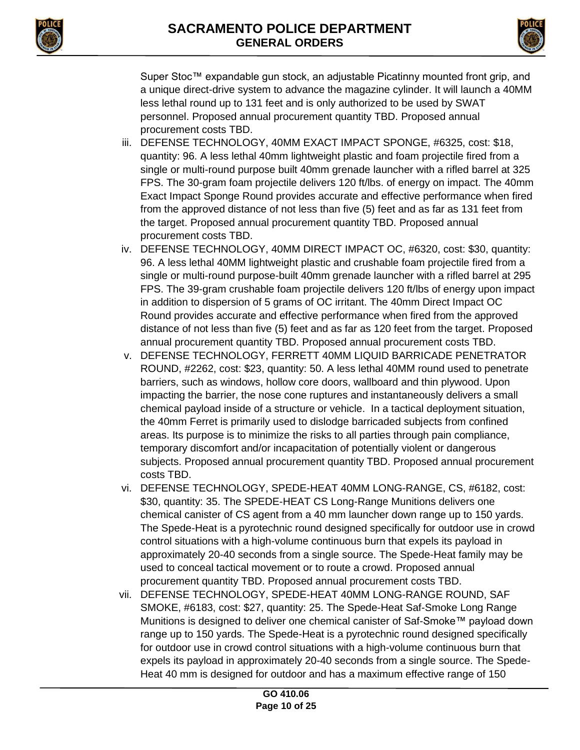Super Stoc™ expandable gun stock, an adjustable Picatinny mounted front grip, and a unique direct-drive system to advance the magazine cylinder. It will launch a 40MM less lethal round up to 131 feet and is only authorized to be used by SWAT personnel. Proposed annual procurement quantity TBD. Proposed annual procurement costs TBD.

iii. DEFENSE TECHNOLOGY, 40MM EXACT IMPACT SPONGE, #6325, cost: $18, quantity: 96. A less lethal 40mm lightweight plastic and foam projectile fired from a single or multi-round purpose built 40mm grenade launcher with a rifled barrel at 325 FPS. The 30-gram foam projectile delivers 120 ft/lbs. of energy on impact. The 40mm Exact Impact Sponge Round provides accurate and effective performance when fired from the approved distance of not less than five (5) feet and as far as 131 feet from the target. Proposed annual procurement quantity TBD. Proposed annual procurement costs TBD.

iv. DEFENSE TECHNOLOGY, 40MM DIRECT IMPACT OC, #6320, cost: $30, quantity: 96. A less lethal 40MM lightweight plastic and crushable foam projectile fired from a single or multi-round purpose-built 40mm grenade launcher with a rifled barrel at 295 FPS. The 39-gram crushable foam projectile delivers 120 ft/lbs of energy upon impact in addition to dispersion of 5 grams of OC irritant. The 40mm Direct Impact OC Round provides accurate and effective performance when fired from the approved distance of not less than five (5) feet and as far as 120 feet from the target. Proposed annual procurement quantity TBD. Proposed annual procurement costs TBD.

v. DEFENSE TECHNOLOGY, FERRETT 40MM LIQUID BARRICADE PENETRATOR ROUND, #2262, cost: $23, quantity: 50. A less lethal 40MM round used to penetrate barriers, such as windows, hollow core doors, wallboard and thin plywood. Upon impacting the barrier, the nose cone ruptures and instantaneously delivers a small chemical payload inside of a structure or vehicle. In a tactical deployment situation, the 40mm Ferret is primarily used to dislodge barricaded subjects from confined areas. Its purpose is to minimize the risks to all parties through pain compliance, temporary discomfort and/or incapacitation of potentially violent or dangerous subjects. Proposed annual procurement quantity TBD. Proposed annual procurement costs TBD.

vi. DEFENSE TECHNOLOGY, SPEDE-HEAT 40MM LONG-RANGE, CS, #6182, cost: $30, quantity: 35. The SPEDE-HEAT CS Long-Range Munitions delivers one chemical canister of CS agent from a 40 mm launcher down range up to 150 yards. The Spede-Heat is a pyrotechnic round designed specifically for outdoor use in crowd control situations with a high-volume continuous burn that expels its payload in approximately 20-40 seconds from a single source. The Spede-Heat family may be used to conceal tactical movement or to route a crowd. Proposed annual procurement quantity TBD. Proposed annual procurement costs TBD.

vii. DEFENSE TECHNOLOGY, SPEDE-HEAT 40MM LONG-RANGE ROUND, SAF SMOKE, #6183, cost: $27, quantity: 25. The Spede-Heat Saf-Smoke Long Range Munitions is designed to deliver one chemical canister of Saf-Smoke™ payload down range up to 150 yards. The Spede-Heat is a pyrotechnic round designed specifically for outdoor use in crowd control situations with a high-volume continuous burn that expels its payload in approximately 20-40 seconds from a single source. The Spede-Heat 40 mm is designed for outdoor and has a maximum effective range of 150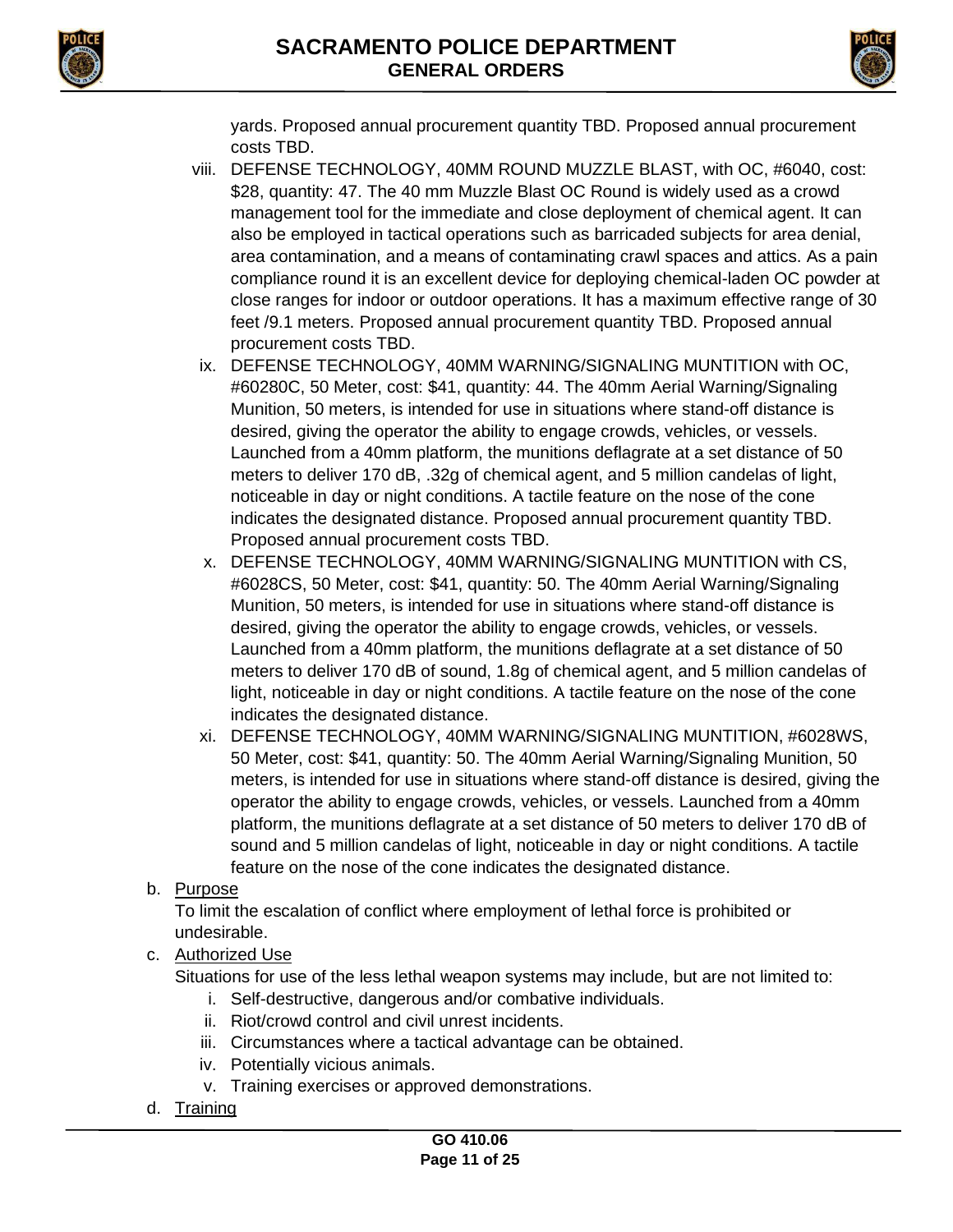yards. Proposed annual procurement quantity TBD. Proposed annual procurement costs TBD.

viii. DEFENSE TECHNOLOGY, 40MM ROUND MUZZLE BLAST, with OC, #6040, cost: $28, quantity: 47. The 40 mm Muzzle Blast OC Round is widely used as a crowd management tool for the immediate and close deployment of chemical agent. It can also be employed in tactical operations such as barricaded subjects for area denial, area contamination, and a means of contaminating crawl spaces and attics. As a pain compliance round it is an excellent device for deploying chemical-laden OC powder at close ranges for indoor or outdoor operations. It has a maximum effective range of 30 feet /9.1 meters. Proposed annual procurement quantity TBD. Proposed annual procurement costs TBD.

ix. DEFENSE TECHNOLOGY, 40MM WARNING/SIGNALING MUNTITION with OC, #60280C, 50 Meter, cost: $41, quantity: 44. The 40mm Aerial Warning/Signaling Munition, 50 meters, is intended for use in situations where stand-off distance is desired, giving the operator the ability to engage crowds, vehicles, or vessels. Launched from a 40mm platform, the munitions deflagrate at a set distance of 50 meters to deliver 170 dB, .32g of chemical agent, and 5 million candelas of light, noticeable in day or night conditions. A tactile feature on the nose of the cone indicates the designated distance. Proposed annual procurement quantity TBD. Proposed annual procurement costs TBD.

x. DEFENSE TECHNOLOGY, 40MM WARNING/SIGNALING MUNTITION with CS, #6028CS, 50 Meter, cost: $41, quantity: 50. The 40mm Aerial Warning/Signaling Munition, 50 meters, is intended for use in situations where stand-off distance is desired, giving the operator the ability to engage crowds, vehicles, or vessels. Launched from a 40mm platform, the munitions deflagrate at a set distance of 50 meters to deliver 170 dB of sound, 1.8g of chemical agent, and 5 million candelas of light, noticeable in day or night conditions. A tactile feature on the nose of the cone indicates the designated distance.

xi. DEFENSE TECHNOLOGY, 40MM WARNING/SIGNALING MUNTITION, #6028WS, 50 Meter, cost: $41, quantity: 50. The 40mm Aerial Warning/Signaling Munition, 50 meters, is intended for use in situations where stand-off distance is desired, giving the operator the ability to engage crowds, vehicles, or vessels. Launched from a 40mm platform, the munitions deflagrate at a set distance of 50 meters to deliver 170 dB of sound and 5 million candelas of light, noticeable in day or night conditions. A tactile feature on the nose of the cone indicates the designated distance.

b. Purpose

To limit the escalation of conflict where employment of lethal force is prohibited or undesirable.

c. Authorized Use

Situations for use of the less lethal weapon systems may include, but are not limited to:

i. Self-destructive, dangerous and/or combative individuals.
ii. Riot/crowd control and civil unrest incidents.
iii. Circumstances where a tactical advantage can be obtained.
iv. Potentially vicious animals.
v. Training exercises or approved demonstrations.

d. Training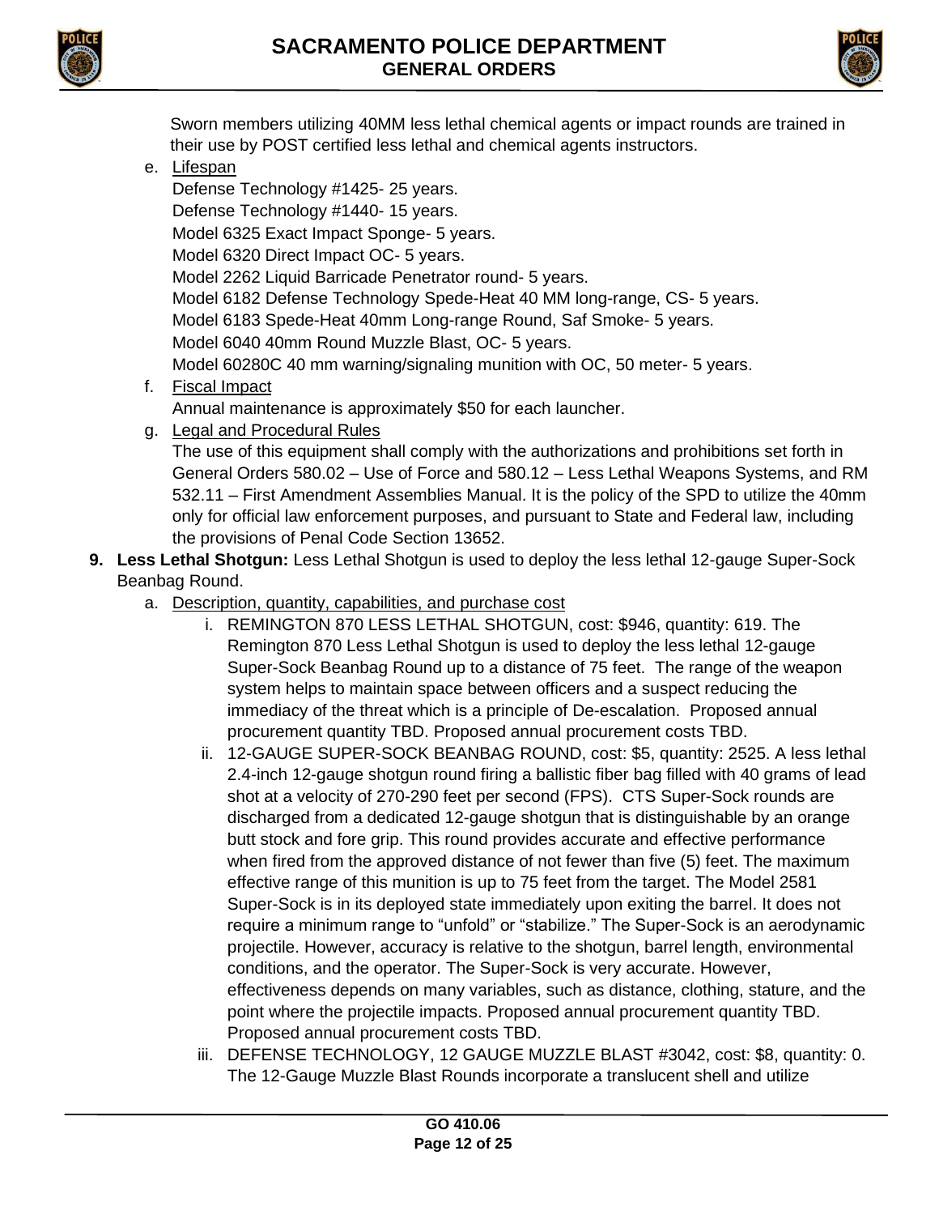Sworn members utilizing 40MM less lethal chemical agents or impact rounds are trained in their use by POST certified less lethal and chemical agents instructors.

e. Lifespan

Defense Technology #1425- 25 years.
Defense Technology #1440- 15 years.
Model 6325 Exact Impact Sponge- 5 years.
Model 6320 Direct Impact OC- 5 years.
Model 2262 Liquid Barricade Penetrator round- 5 years.
Model 6182 Defense Technology Spede-Heat 40 MM long-range, CS- 5 years.
Model 6183 Spede-Heat 40mm Long-range Round, Saf Smoke- 5 years.
Model 6040 40mm Round Muzzle Blast, OC- 5 years.
Model 60280C 40 mm warning/signaling munition with OC, 50 meter- 5 years.

f. Fiscal Impact

Annual maintenance is approximately $50 for each launcher.

g. Legal and Procedural Rules

The use of this equipment shall comply with the authorizations and prohibitions set forth in General Orders 580.02 – Use of Force and 580.12 – Less Lethal Weapons Systems, and RM 532.11 – First Amendment Assemblies Manual. It is the policy of the SPD to utilize the 40mm only for official law enforcement purposes, and pursuant to State and Federal law, including the provisions of Penal Code Section 13652.

**9. Less Lethal Shotgun:** Less Lethal Shotgun is used to deploy the less lethal 12-gauge Super-Sock Beanbag Round.

a. Description, quantity, capabilities, and purchase cost

i. REMINGTON 870 LESS LETHAL SHOTGUN, cost: $946, quantity: 619. The Remington 870 Less Lethal Shotgun is used to deploy the less lethal 12-gauge Super-Sock Beanbag Round up to a distance of 75 feet. The range of the weapon system helps to maintain space between officers and a suspect reducing the immediacy of the threat which is a principle of De-escalation. Proposed annual procurement quantity TBD. Proposed annual procurement costs TBD.

ii. 12-GAUGE SUPER-SOCK BEANBAG ROUND, cost: $5, quantity: 2525. A less lethal 2.4-inch 12-gauge shotgun round firing a ballistic fiber bag filled with 40 grams of lead shot at a velocity of 270-290 feet per second (FPS). CTS Super-Sock rounds are discharged from a dedicated 12-gauge shotgun that is distinguishable by an orange butt stock and fore grip. This round provides accurate and effective performance when fired from the approved distance of not fewer than five (5) feet. The maximum effective range of this munition is up to 75 feet from the target. The Model 2581 Super-Sock is in its deployed state immediately upon exiting the barrel. It does not require a minimum range to "unfold" or "stabilize." The Super-Sock is an aerodynamic projectile. However, accuracy is relative to the shotgun, barrel length, environmental conditions, and the operator. The Super-Sock is very accurate. However, effectiveness depends on many variables, such as distance, clothing, stature, and the point where the projectile impacts. Proposed annual procurement quantity TBD. Proposed annual procurement costs TBD.

iii. DEFENSE TECHNOLOGY, 12 GAUGE MUZZLE BLAST #3042, cost: $8, quantity: 0. The 12-Gauge Muzzle Blast Rounds incorporate a translucent shell and utilize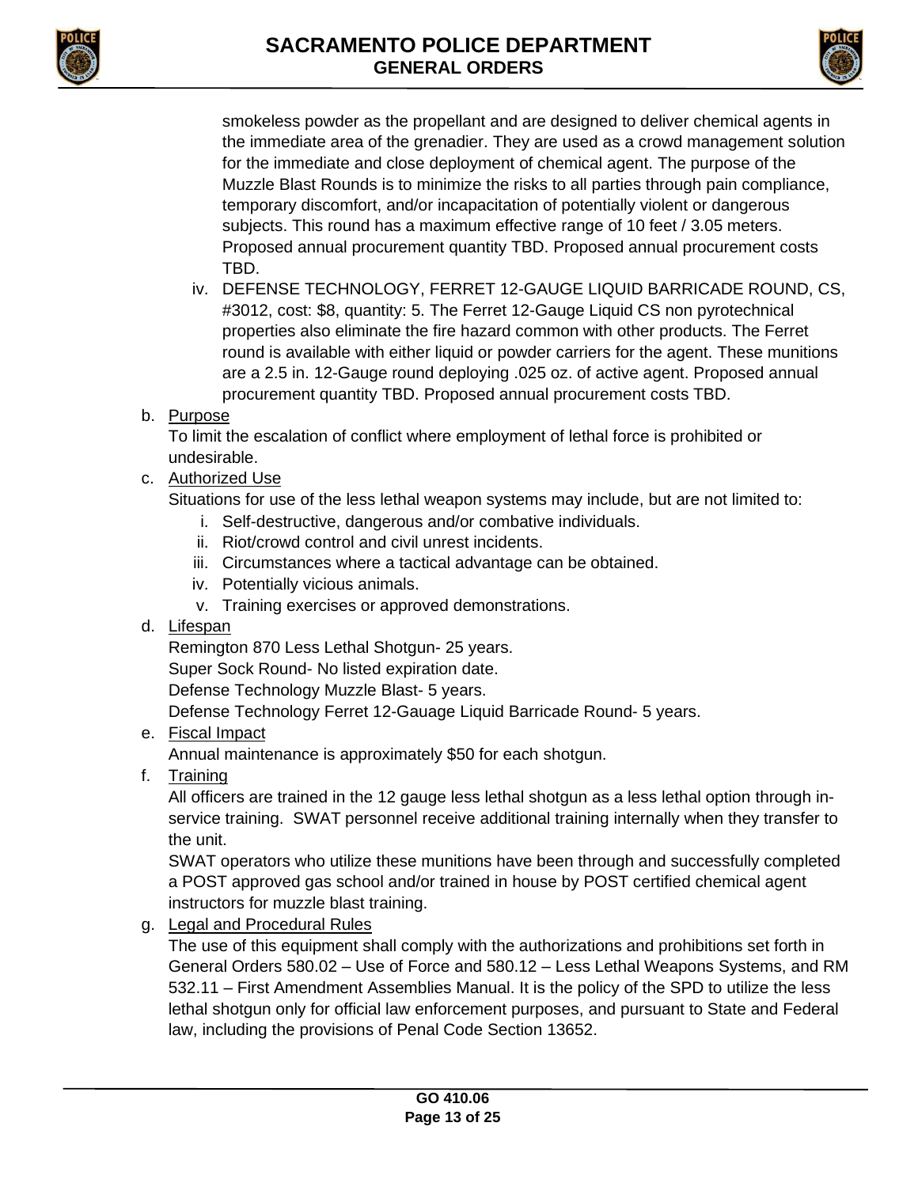smokeless powder as the propellant and are designed to deliver chemical agents in the immediate area of the grenadier. They are used as a crowd management solution for the immediate and close deployment of chemical agent. The purpose of the Muzzle Blast Rounds is to minimize the risks to all parties through pain compliance, temporary discomfort, and/or incapacitation of potentially violent or dangerous subjects. This round has a maximum effective range of 10 feet / 3.05 meters. Proposed annual procurement quantity TBD. Proposed annual procurement costs TBD.

iv. DEFENSE TECHNOLOGY, FERRET 12-GAUGE LIQUID BARRICADE ROUND, CS, #3012, cost: $8, quantity: 5. The Ferret 12-Gauge Liquid CS non pyrotechnical properties also eliminate the fire hazard common with other products. The Ferret round is available with either liquid or powder carriers for the agent. These munitions are a 2.5 in. 12-Gauge round deploying .025 oz. of active agent. Proposed annual procurement quantity TBD. Proposed annual procurement costs TBD.

b. Purpose

To limit the escalation of conflict where employment of lethal force is prohibited or undesirable.

c. Authorized Use

Situations for use of the less lethal weapon systems may include, but are not limited to:

i. Self-destructive, dangerous and/or combative individuals.
ii. Riot/crowd control and civil unrest incidents.
iii. Circumstances where a tactical advantage can be obtained.
iv. Potentially vicious animals.
v. Training exercises or approved demonstrations.

d. Lifespan

Remington 870 Less Lethal Shotgun- 25 years.
Super Sock Round- No listed expiration date.
Defense Technology Muzzle Blast- 5 years.
Defense Technology Ferret 12-Gauage Liquid Barricade Round- 5 years.

e. Fiscal Impact

Annual maintenance is approximately $50 for each shotgun.

f. Training

All officers are trained in the 12 gauge less lethal shotgun as a less lethal option through in-service training. SWAT personnel receive additional training internally when they transfer to the unit.

SWAT operators who utilize these munitions have been through and successfully completed a POST approved gas school and/or trained in house by POST certified chemical agent instructors for muzzle blast training.

g. Legal and Procedural Rules

The use of this equipment shall comply with the authorizations and prohibitions set forth in General Orders 580.02 – Use of Force and 580.12 – Less Lethal Weapons Systems, and RM 532.11 – First Amendment Assemblies Manual. It is the policy of the SPD to utilize the less lethal shotgun only for official law enforcement purposes, and pursuant to State and Federal law, including the provisions of Penal Code Section 13652.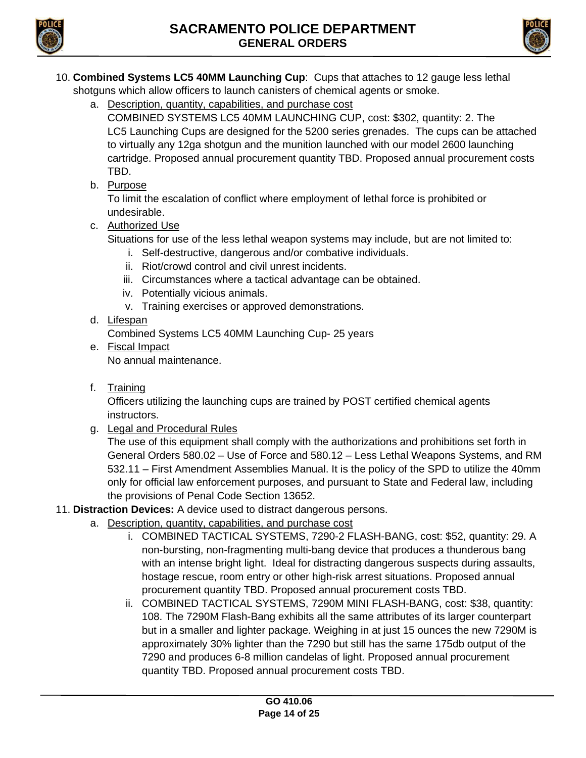10. **Combined Systems LC5 40MM Launching Cup**: Cups that attaches to 12 gauge less lethal shotguns which allow officers to launch canisters of chemical agents or smoke.
    a. Description, quantity, capabilities, and purchase cost
       COMBINED SYSTEMS LC5 40MM LAUNCHING CUP, cost: $302, quantity: 2. The LC5 Launching Cups are designed for the 5200 series grenades. The cups can be attached to virtually any 12ga shotgun and the munition launched with our model 2600 launching cartridge. Proposed annual procurement quantity TBD. Proposed annual procurement costs TBD.
    b. Purpose
       To limit the escalation of conflict where employment of lethal force is prohibited or undesirable.
    c. Authorized Use
       Situations for use of the less lethal weapon systems may include, but are not limited to:
        i. Self-destructive, dangerous and/or combative individuals.
        ii. Riot/crowd control and civil unrest incidents.
        iii. Circumstances where a tactical advantage can be obtained.
        iv. Potentially vicious animals.
        v. Training exercises or approved demonstrations.
    d. Lifespan
       Combined Systems LC5 40MM Launching Cup- 25 years
    e. Fiscal Impact
       No annual maintenance.
    f. Training
       Officers utilizing the launching cups are trained by POST certified chemical agents instructors.
    g. Legal and Procedural Rules
       The use of this equipment shall comply with the authorizations and prohibitions set forth in General Orders 580.02 – Use of Force and 580.12 – Less Lethal Weapons Systems, and RM 532.11 – First Amendment Assemblies Manual. It is the policy of the SPD to utilize the 40mm only for official law enforcement purposes, and pursuant to State and Federal law, including the provisions of Penal Code Section 13652.
11. **Distraction Devices:** A device used to distract dangerous persons.
    a. Description, quantity, capabilities, and purchase cost
        i. COMBINED TACTICAL SYSTEMS, 7290-2 FLASH-BANG, cost: $52, quantity: 29. A non-bursting, non-fragmenting multi-bang device that produces a thunderous bang with an intense bright light. Ideal for distracting dangerous suspects during assaults, hostage rescue, room entry or other high-risk arrest situations. Proposed annual procurement quantity TBD. Proposed annual procurement costs TBD.
        ii. COMBINED TACTICAL SYSTEMS, 7290M MINI FLASH-BANG, cost: $38, quantity: 108. The 7290M Flash-Bang exhibits all the same attributes of its larger counterpart but in a smaller and lighter package. Weighing in at just 15 ounces the new 7290M is approximately 30% lighter than the 7290 but still has the same 175db output of the 7290 and produces 6-8 million candelas of light. Proposed annual procurement quantity TBD. Proposed annual procurement costs TBD.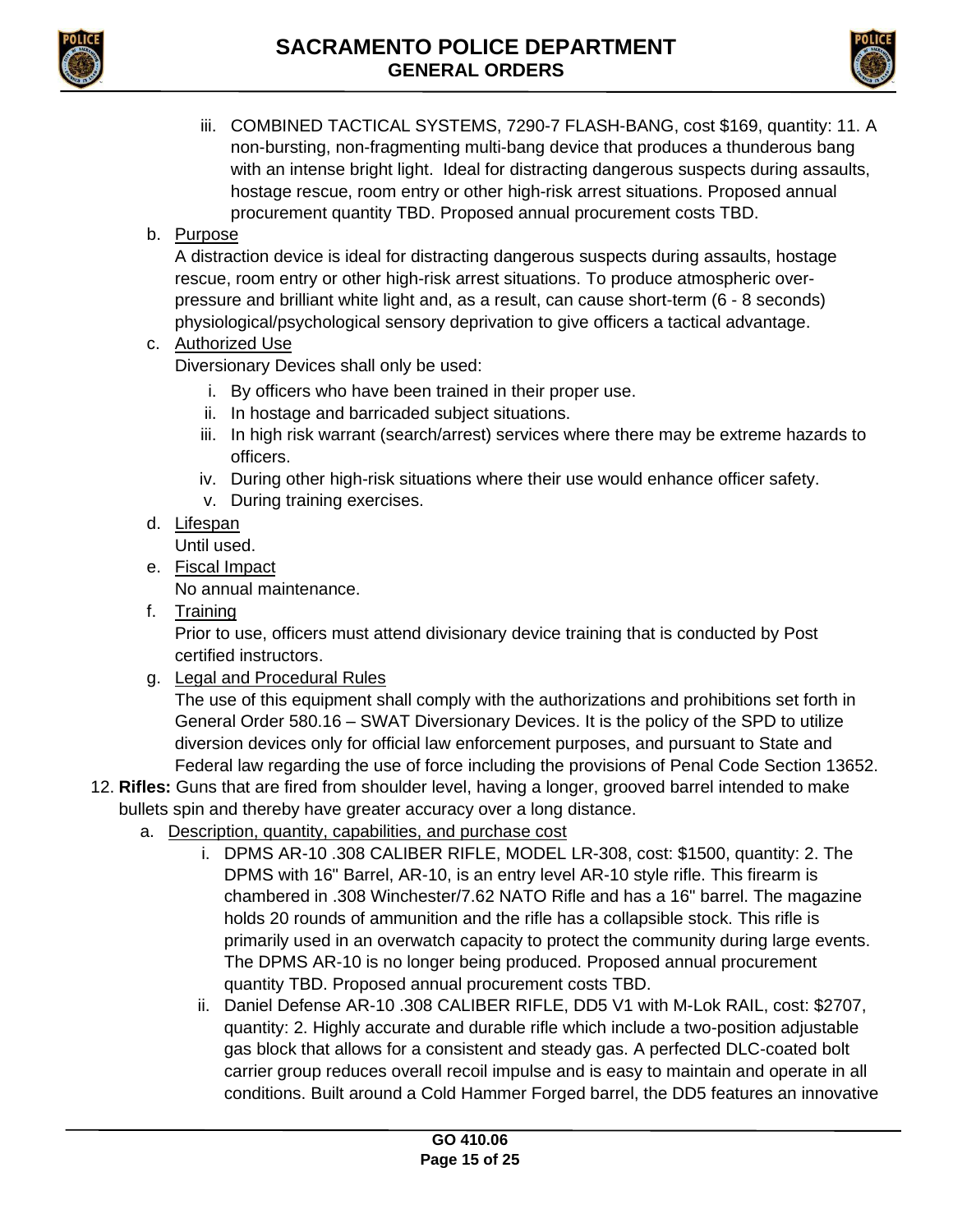iii. COMBINED TACTICAL SYSTEMS, 7290-7 FLASH-BANG, cost $169, quantity: 11. A non-bursting, non-fragmenting multi-bang device that produces a thunderous bang with an intense bright light. Ideal for distracting dangerous suspects during assaults, hostage rescue, room entry or other high-risk arrest situations. Proposed annual procurement quantity TBD. Proposed annual procurement costs TBD.

b. Purpose

A distraction device is ideal for distracting dangerous suspects during assaults, hostage rescue, room entry or other high-risk arrest situations. To produce atmospheric over-pressure and brilliant white light and, as a result, can cause short-term (6 - 8 seconds) physiological/psychological sensory deprivation to give officers a tactical advantage.

c. Authorized Use

Diversionary Devices shall only be used:

i. By officers who have been trained in their proper use.
ii. In hostage and barricaded subject situations.
iii. In high risk warrant (search/arrest) services where there may be extreme hazards to officers.
iv. During other high-risk situations where their use would enhance officer safety.
v. During training exercises.

d. Lifespan

Until used.

e. Fiscal Impact

No annual maintenance.

f. Training

Prior to use, officers must attend divisionary device training that is conducted by Post certified instructors.

g. Legal and Procedural Rules

The use of this equipment shall comply with the authorizations and prohibitions set forth in General Order 580.16 – SWAT Diversionary Devices. It is the policy of the SPD to utilize diversion devices only for official law enforcement purposes, and pursuant to State and Federal law regarding the use of force including the provisions of Penal Code Section 13652.

12. **Rifles:** Guns that are fired from shoulder level, having a longer, grooved barrel intended to make bullets spin and thereby have greater accuracy over a long distance.

a. Description, quantity, capabilities, and purchase cost

i. DPMS AR-10 .308 CALIBER RIFLE, MODEL LR-308, cost: $1500, quantity: 2. The DPMS with 16" Barrel, AR-10, is an entry level AR-10 style rifle. This firearm is chambered in .308 Winchester/7.62 NATO Rifle and has a 16" barrel. The magazine holds 20 rounds of ammunition and the rifle has a collapsible stock. This rifle is primarily used in an overwatch capacity to protect the community during large events. The DPMS AR-10 is no longer being produced. Proposed annual procurement quantity TBD. Proposed annual procurement costs TBD.

ii. Daniel Defense AR-10 .308 CALIBER RIFLE, DD5 V1 with M-Lok RAIL, cost: $2707, quantity: 2. Highly accurate and durable rifle which include a two-position adjustable gas block that allows for a consistent and steady gas. A perfected DLC-coated bolt carrier group reduces overall recoil impulse and is easy to maintain and operate in all conditions. Built around a Cold Hammer Forged barrel, the DD5 features an innovative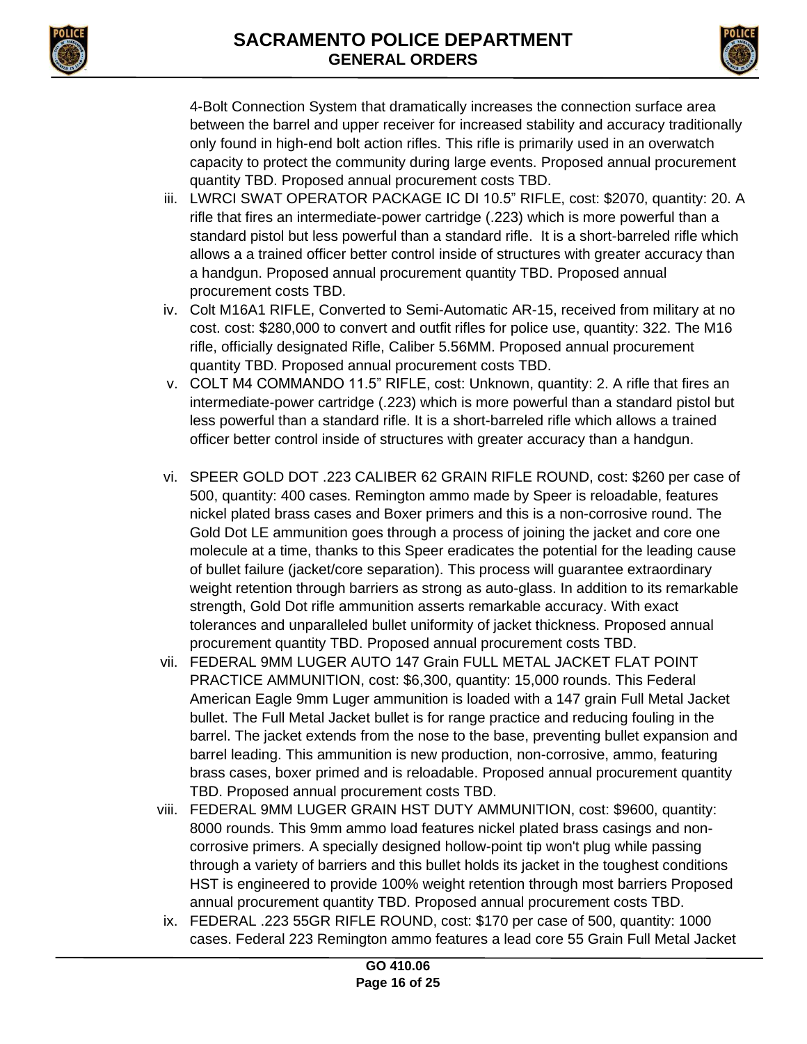4-Bolt Connection System that dramatically increases the connection surface area between the barrel and upper receiver for increased stability and accuracy traditionally only found in high-end bolt action rifles. This rifle is primarily used in an overwatch capacity to protect the community during large events. Proposed annual procurement quantity TBD. Proposed annual procurement costs TBD.

iii. LWRCI SWAT OPERATOR PACKAGE IC DI 10.5" RIFLE, cost: $2070, quantity: 20. A rifle that fires an intermediate-power cartridge (.223) which is more powerful than a standard pistol but less powerful than a standard rifle. It is a short-barreled rifle which allows a a trained officer better control inside of structures with greater accuracy than a handgun. Proposed annual procurement quantity TBD. Proposed annual procurement costs TBD.

iv. Colt M16A1 RIFLE, Converted to Semi-Automatic AR-15, received from military at no cost. cost: $280,000 to convert and outfit rifles for police use, quantity: 322. The M16 rifle, officially designated Rifle, Caliber 5.56MM. Proposed annual procurement quantity TBD. Proposed annual procurement costs TBD.

v. COLT M4 COMMANDO 11.5" RIFLE, cost: Unknown, quantity: 2. A rifle that fires an intermediate-power cartridge (.223) which is more powerful than a standard pistol but less powerful than a standard rifle. It is a short-barreled rifle which allows a trained officer better control inside of structures with greater accuracy than a handgun.

vi. SPEER GOLD DOT .223 CALIBER 62 GRAIN RIFLE ROUND, cost: $260 per case of 500, quantity: 400 cases. Remington ammo made by Speer is reloadable, features nickel plated brass cases and Boxer primers and this is a non-corrosive round. The Gold Dot LE ammunition goes through a process of joining the jacket and core one molecule at a time, thanks to this Speer eradicates the potential for the leading cause of bullet failure (jacket/core separation). This process will guarantee extraordinary weight retention through barriers as strong as auto-glass. In addition to its remarkable strength, Gold Dot rifle ammunition asserts remarkable accuracy. With exact tolerances and unparalleled bullet uniformity of jacket thickness. Proposed annual procurement quantity TBD. Proposed annual procurement costs TBD.

vii. FEDERAL 9MM LUGER AUTO 147 Grain FULL METAL JACKET FLAT POINT PRACTICE AMMUNITION, cost: $6,300, quantity: 15,000 rounds. This Federal American Eagle 9mm Luger ammunition is loaded with a 147 grain Full Metal Jacket bullet. The Full Metal Jacket bullet is for range practice and reducing fouling in the barrel. The jacket extends from the nose to the base, preventing bullet expansion and barrel leading. This ammunition is new production, non-corrosive, ammo, featuring brass cases, boxer primed and is reloadable. Proposed annual procurement quantity TBD. Proposed annual procurement costs TBD.

viii. FEDERAL 9MM LUGER GRAIN HST DUTY AMMUNITION, cost: $9600, quantity: 8000 rounds. This 9mm ammo load features nickel plated brass casings and non-corrosive primers. A specially designed hollow-point tip won't plug while passing through a variety of barriers and this bullet holds its jacket in the toughest conditions HST is engineered to provide 100% weight retention through most barriers Proposed annual procurement quantity TBD. Proposed annual procurement costs TBD.

ix. FEDERAL .223 55GR RIFLE ROUND, cost: $170 per case of 500, quantity: 1000 cases. Federal 223 Remington ammo features a lead core 55 Grain Full Metal Jacket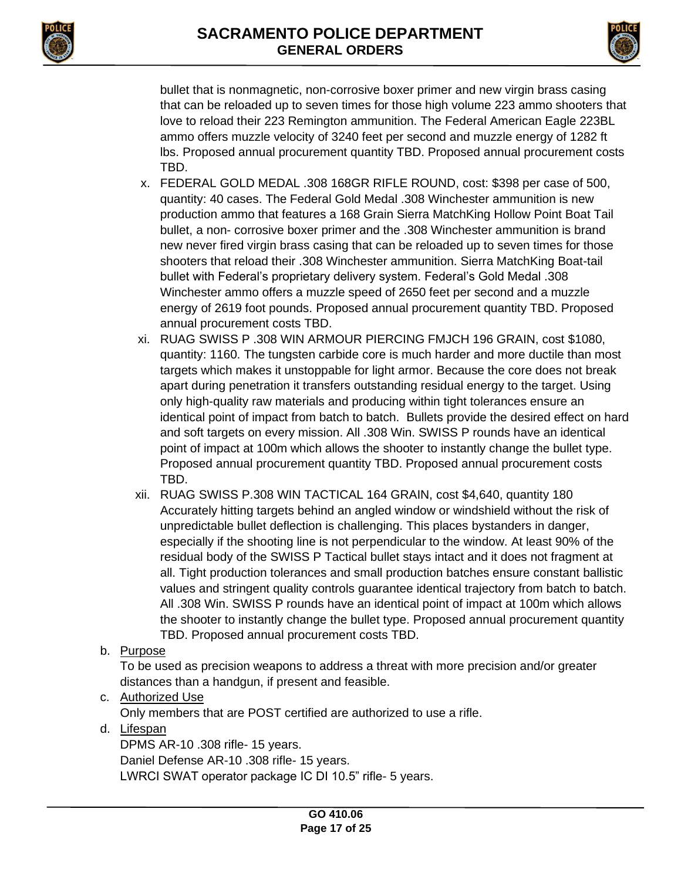bullet that is nonmagnetic, non-corrosive boxer primer and new virgin brass casing that can be reloaded up to seven times for those high volume 223 ammo shooters that love to reload their 223 Remington ammunition. The Federal American Eagle 223BL ammo offers muzzle velocity of 3240 feet per second and muzzle energy of 1282 ft lbs. Proposed annual procurement quantity TBD. Proposed annual procurement costs TBD.

x. FEDERAL GOLD MEDAL .308 168GR RIFLE ROUND, cost: $398 per case of 500, quantity: 40 cases. The Federal Gold Medal .308 Winchester ammunition is new production ammo that features a 168 Grain Sierra MatchKing Hollow Point Boat Tail bullet, a non- corrosive boxer primer and the .308 Winchester ammunition is brand new never fired virgin brass casing that can be reloaded up to seven times for those shooters that reload their .308 Winchester ammunition. Sierra MatchKing Boat-tail bullet with Federal's proprietary delivery system. Federal's Gold Medal .308 Winchester ammo offers a muzzle speed of 2650 feet per second and a muzzle energy of 2619 foot pounds. Proposed annual procurement quantity TBD. Proposed annual procurement costs TBD.

xi. RUAG SWISS P .308 WIN ARMOUR PIERCING FMJCH 196 GRAIN, cost $1080, quantity: 1160. The tungsten carbide core is much harder and more ductile than most targets which makes it unstoppable for light armor. Because the core does not break apart during penetration it transfers outstanding residual energy to the target. Using only high-quality raw materials and producing within tight tolerances ensure an identical point of impact from batch to batch. Bullets provide the desired effect on hard and soft targets on every mission. All .308 Win. SWISS P rounds have an identical point of impact at 100m which allows the shooter to instantly change the bullet type. Proposed annual procurement quantity TBD. Proposed annual procurement costs TBD.

xii. RUAG SWISS P.308 WIN TACTICAL 164 GRAIN, cost $4,640, quantity 180 Accurately hitting targets behind an angled window or windshield without the risk of unpredictable bullet deflection is challenging. This places bystanders in danger, especially if the shooting line is not perpendicular to the window. At least 90% of the residual body of the SWISS P Tactical bullet stays intact and it does not fragment at all. Tight production tolerances and small production batches ensure constant ballistic values and stringent quality controls guarantee identical trajectory from batch to batch. All .308 Win. SWISS P rounds have an identical point of impact at 100m which allows the shooter to instantly change the bullet type. Proposed annual procurement quantity TBD. Proposed annual procurement costs TBD.

b. Purpose

To be used as precision weapons to address a threat with more precision and/or greater distances than a handgun, if present and feasible.

c. Authorized Use

Only members that are POST certified are authorized to use a rifle.

d. Lifespan

DPMS AR-10 .308 rifle- 15 years.
Daniel Defense AR-10 .308 rifle- 15 years.
LWRCI SWAT operator package IC DI 10.5" rifle- 5 years.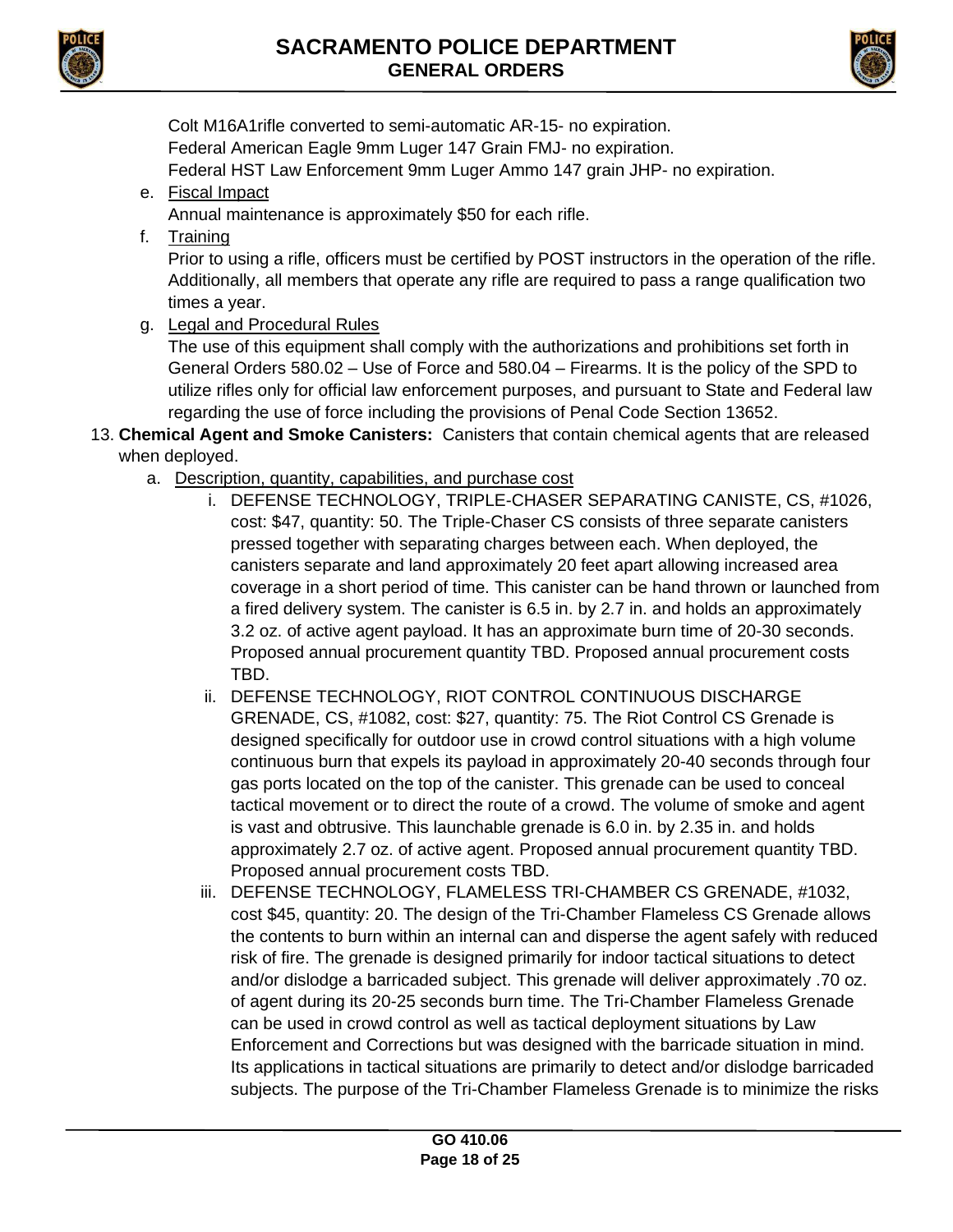Colt M16A1rifle converted to semi-automatic AR-15- no expiration.
Federal American Eagle 9mm Luger 147 Grain FMJ- no expiration.
Federal HST Law Enforcement 9mm Luger Ammo 147 grain JHP- no expiration.

e. Fiscal Impact
   Annual maintenance is approximately $50 for each rifle.

f. Training
   Prior to using a rifle, officers must be certified by POST instructors in the operation of the rifle. Additionally, all members that operate any rifle are required to pass a range qualification two times a year.

g. Legal and Procedural Rules
   The use of this equipment shall comply with the authorizations and prohibitions set forth in General Orders 580.02 – Use of Force and 580.04 – Firearms. It is the policy of the SPD to utilize rifles only for official law enforcement purposes, and pursuant to State and Federal law regarding the use of force including the provisions of Penal Code Section 13652.

13. **Chemical Agent and Smoke Canisters:** Canisters that contain chemical agents that are released when deployed.

    a. Description, quantity, capabilities, and purchase cost

       i. DEFENSE TECHNOLOGY, TRIPLE-CHASER SEPARATING CANISTE, CS, #1026, cost: $47, quantity: 50. The Triple-Chaser CS consists of three separate canisters pressed together with separating charges between each. When deployed, the canisters separate and land approximately 20 feet apart allowing increased area coverage in a short period of time. This canister can be hand thrown or launched from a fired delivery system. The canister is 6.5 in. by 2.7 in. and holds an approximately 3.2 oz. of active agent payload. It has an approximate burn time of 20-30 seconds. Proposed annual procurement quantity TBD. Proposed annual procurement costs TBD.

       ii. DEFENSE TECHNOLOGY, RIOT CONTROL CONTINUOUS DISCHARGE GRENADE, CS, #1082, cost: $27, quantity: 75. The Riot Control CS Grenade is designed specifically for outdoor use in crowd control situations with a high volume continuous burn that expels its payload in approximately 20-40 seconds through four gas ports located on the top of the canister. This grenade can be used to conceal tactical movement or to direct the route of a crowd. The volume of smoke and agent is vast and obtrusive. This launchable grenade is 6.0 in. by 2.35 in. and holds approximately 2.7 oz. of active agent. Proposed annual procurement quantity TBD. Proposed annual procurement costs TBD.

       iii. DEFENSE TECHNOLOGY, FLAMELESS TRI-CHAMBER CS GRENADE, #1032, cost $45, quantity: 20. The design of the Tri-Chamber Flameless CS Grenade allows the contents to burn within an internal can and disperse the agent safely with reduced risk of fire. The grenade is designed primarily for indoor tactical situations to detect and/or dislodge a barricaded subject. This grenade will deliver approximately .70 oz. of agent during its 20-25 seconds burn time. The Tri-Chamber Flameless Grenade can be used in crowd control as well as tactical deployment situations by Law Enforcement and Corrections but was designed with the barricade situation in mind. Its applications in tactical situations are primarily to detect and/or dislodge barricaded subjects. The purpose of the Tri-Chamber Flameless Grenade is to minimize the risks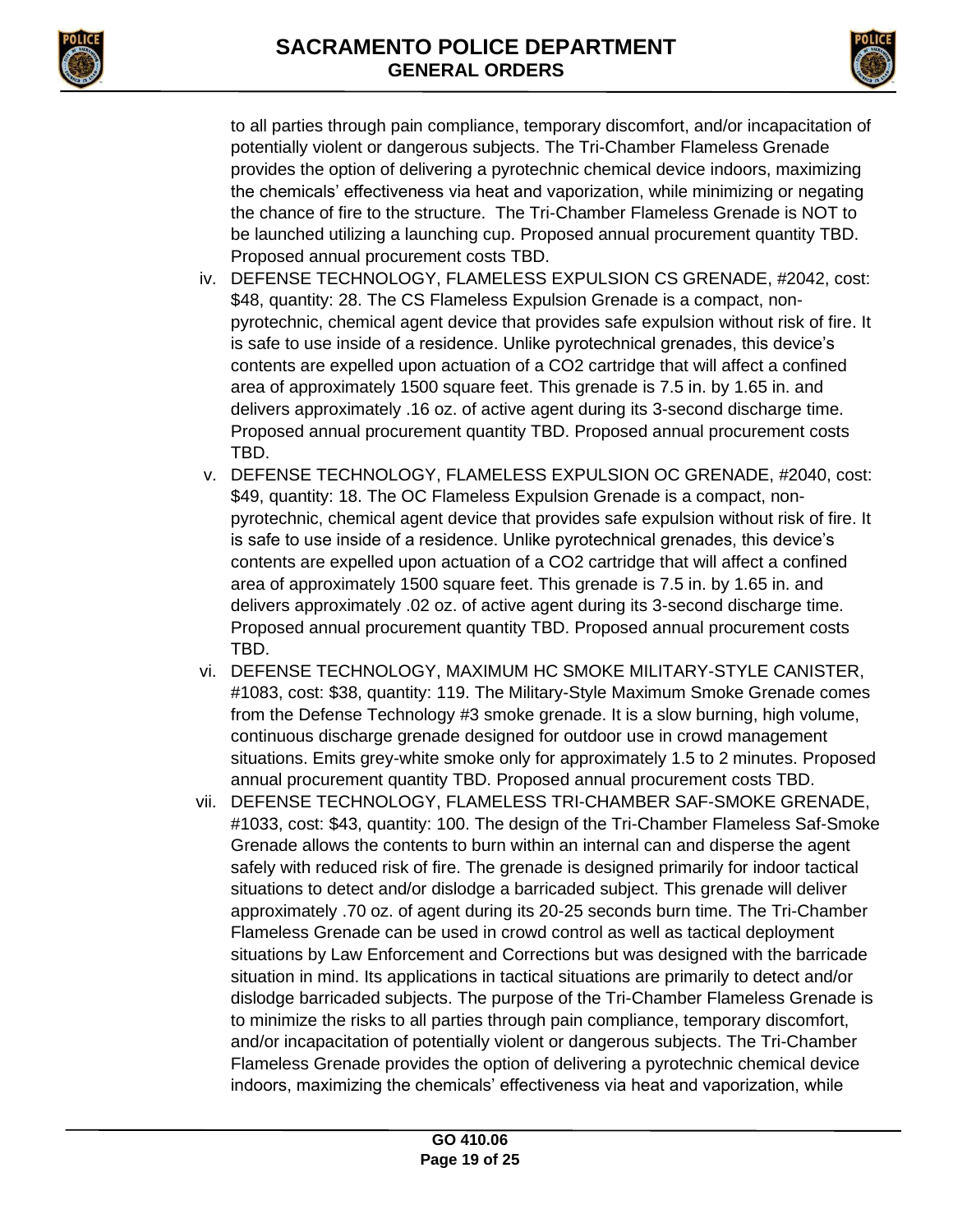to all parties through pain compliance, temporary discomfort, and/or incapacitation of potentially violent or dangerous subjects. The Tri-Chamber Flameless Grenade provides the option of delivering a pyrotechnic chemical device indoors, maximizing the chemicals' effectiveness via heat and vaporization, while minimizing or negating the chance of fire to the structure. The Tri-Chamber Flameless Grenade is NOT to be launched utilizing a launching cup. Proposed annual procurement quantity TBD. Proposed annual procurement costs TBD.

iv. DEFENSE TECHNOLOGY, FLAMELESS EXPULSION CS GRENADE, #2042, cost: $48, quantity: 28. The CS Flameless Expulsion Grenade is a compact, non-pyrotechnic, chemical agent device that provides safe expulsion without risk of fire. It is safe to use inside of a residence. Unlike pyrotechnical grenades, this device's contents are expelled upon actuation of a CO2 cartridge that will affect a confined area of approximately 1500 square feet. This grenade is 7.5 in. by 1.65 in. and delivers approximately .16 oz. of active agent during its 3-second discharge time. Proposed annual procurement quantity TBD. Proposed annual procurement costs TBD.

v. DEFENSE TECHNOLOGY, FLAMELESS EXPULSION OC GRENADE, #2040, cost: $49, quantity: 18. The OC Flameless Expulsion Grenade is a compact, non-pyrotechnic, chemical agent device that provides safe expulsion without risk of fire. It is safe to use inside of a residence. Unlike pyrotechnical grenades, this device's contents are expelled upon actuation of a CO2 cartridge that will affect a confined area of approximately 1500 square feet. This grenade is 7.5 in. by 1.65 in. and delivers approximately .02 oz. of active agent during its 3-second discharge time. Proposed annual procurement quantity TBD. Proposed annual procurement costs TBD.

vi. DEFENSE TECHNOLOGY, MAXIMUM HC SMOKE MILITARY-STYLE CANISTER, #1083, cost: $38, quantity: 119. The Military-Style Maximum Smoke Grenade comes from the Defense Technology #3 smoke grenade. It is a slow burning, high volume, continuous discharge grenade designed for outdoor use in crowd management situations. Emits grey-white smoke only for approximately 1.5 to 2 minutes. Proposed annual procurement quantity TBD. Proposed annual procurement costs TBD.

vii. DEFENSE TECHNOLOGY, FLAMELESS TRI-CHAMBER SAF-SMOKE GRENADE, #1033, cost: $43, quantity: 100. The design of the Tri-Chamber Flameless Saf-Smoke Grenade allows the contents to burn within an internal can and disperse the agent safely with reduced risk of fire. The grenade is designed primarily for indoor tactical situations to detect and/or dislodge a barricaded subject. This grenade will deliver approximately .70 oz. of agent during its 20-25 seconds burn time. The Tri-Chamber Flameless Grenade can be used in crowd control as well as tactical deployment situations by Law Enforcement and Corrections but was designed with the barricade situation in mind. Its applications in tactical situations are primarily to detect and/or dislodge barricaded subjects. The purpose of the Tri-Chamber Flameless Grenade is to minimize the risks to all parties through pain compliance, temporary discomfort, and/or incapacitation of potentially violent or dangerous subjects. The Tri-Chamber Flameless Grenade provides the option of delivering a pyrotechnic chemical device indoors, maximizing the chemicals' effectiveness via heat and vaporization, while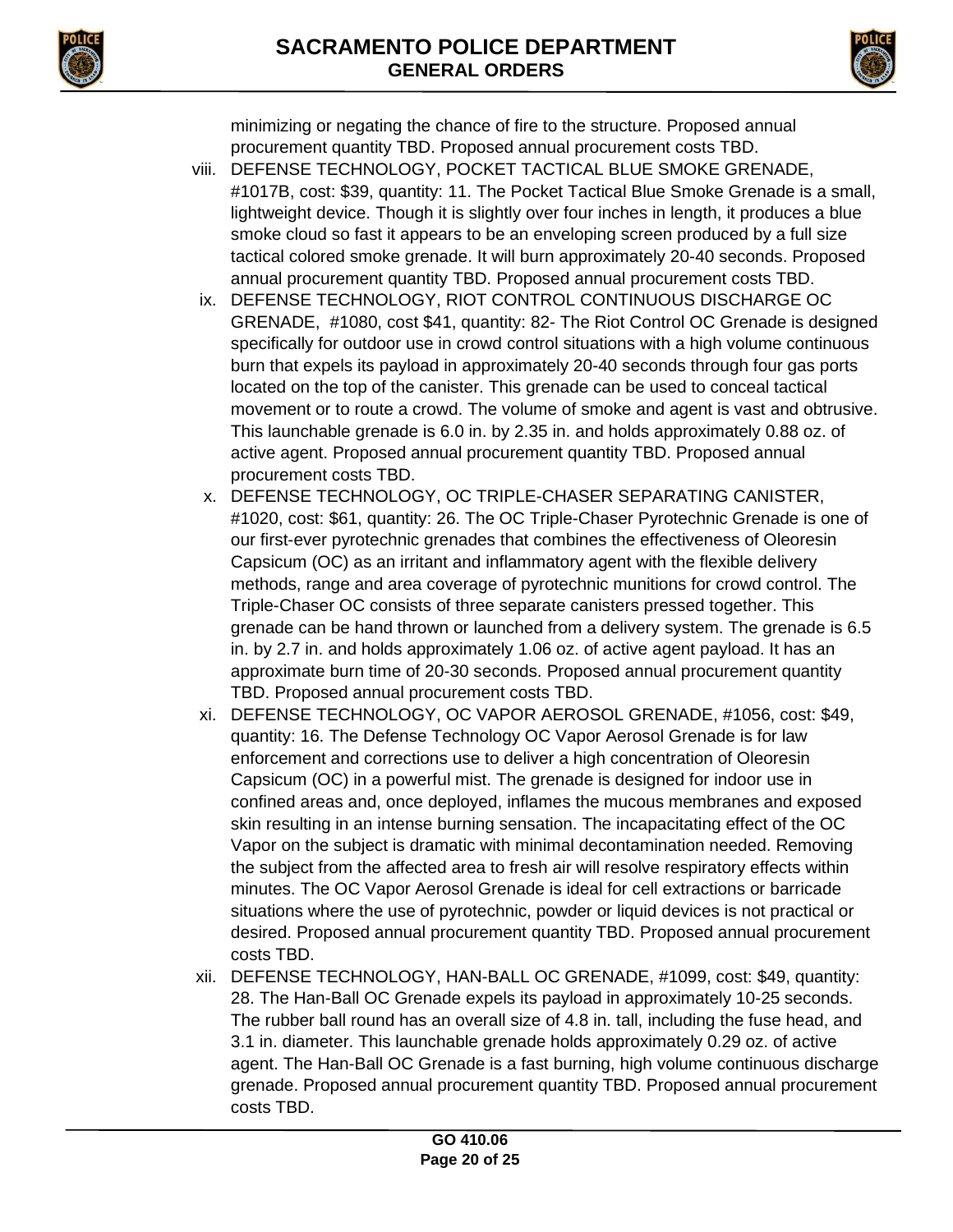minimizing or negating the chance of fire to the structure. Proposed annual procurement quantity TBD. Proposed annual procurement costs TBD.

viii. DEFENSE TECHNOLOGY, POCKET TACTICAL BLUE SMOKE GRENADE, #1017B, cost: $39, quantity: 11. The Pocket Tactical Blue Smoke Grenade is a small, lightweight device. Though it is slightly over four inches in length, it produces a blue smoke cloud so fast it appears to be an enveloping screen produced by a full size tactical colored smoke grenade. It will burn approximately 20-40 seconds. Proposed annual procurement quantity TBD. Proposed annual procurement costs TBD.

ix. DEFENSE TECHNOLOGY, RIOT CONTROL CONTINUOUS DISCHARGE OC GRENADE, #1080, cost $41, quantity: 82- The Riot Control OC Grenade is designed specifically for outdoor use in crowd control situations with a high volume continuous burn that expels its payload in approximately 20-40 seconds through four gas ports located on the top of the canister. This grenade can be used to conceal tactical movement or to route a crowd. The volume of smoke and agent is vast and obtrusive. This launchable grenade is 6.0 in. by 2.35 in. and holds approximately 0.88 oz. of active agent. Proposed annual procurement quantity TBD. Proposed annual procurement costs TBD.

x. DEFENSE TECHNOLOGY, OC TRIPLE-CHASER SEPARATING CANISTER, #1020, cost: $61, quantity: 26. The OC Triple-Chaser Pyrotechnic Grenade is one of our first-ever pyrotechnic grenades that combines the effectiveness of Oleoresin Capsicum (OC) as an irritant and inflammatory agent with the flexible delivery methods, range and area coverage of pyrotechnic munitions for crowd control. The Triple-Chaser OC consists of three separate canisters pressed together. This grenade can be hand thrown or launched from a delivery system. The grenade is 6.5 in. by 2.7 in. and holds approximately 1.06 oz. of active agent payload. It has an approximate burn time of 20-30 seconds. Proposed annual procurement quantity TBD. Proposed annual procurement costs TBD.

xi. DEFENSE TECHNOLOGY, OC VAPOR AEROSOL GRENADE, #1056, cost: $49, quantity: 16. The Defense Technology OC Vapor Aerosol Grenade is for law enforcement and corrections use to deliver a high concentration of Oleoresin Capsicum (OC) in a powerful mist. The grenade is designed for indoor use in confined areas and, once deployed, inflames the mucous membranes and exposed skin resulting in an intense burning sensation. The incapacitating effect of the OC Vapor on the subject is dramatic with minimal decontamination needed. Removing the subject from the affected area to fresh air will resolve respiratory effects within minutes. The OC Vapor Aerosol Grenade is ideal for cell extractions or barricade situations where the use of pyrotechnic, powder or liquid devices is not practical or desired. Proposed annual procurement quantity TBD. Proposed annual procurement costs TBD.

xii. DEFENSE TECHNOLOGY, HAN-BALL OC GRENADE, #1099, cost: $49, quantity: 28. The Han-Ball OC Grenade expels its payload in approximately 10-25 seconds. The rubber ball round has an overall size of 4.8 in. tall, including the fuse head, and 3.1 in. diameter. This launchable grenade holds approximately 0.29 oz. of active agent. The Han-Ball OC Grenade is a fast burning, high volume continuous discharge grenade. Proposed annual procurement quantity TBD. Proposed annual procurement costs TBD.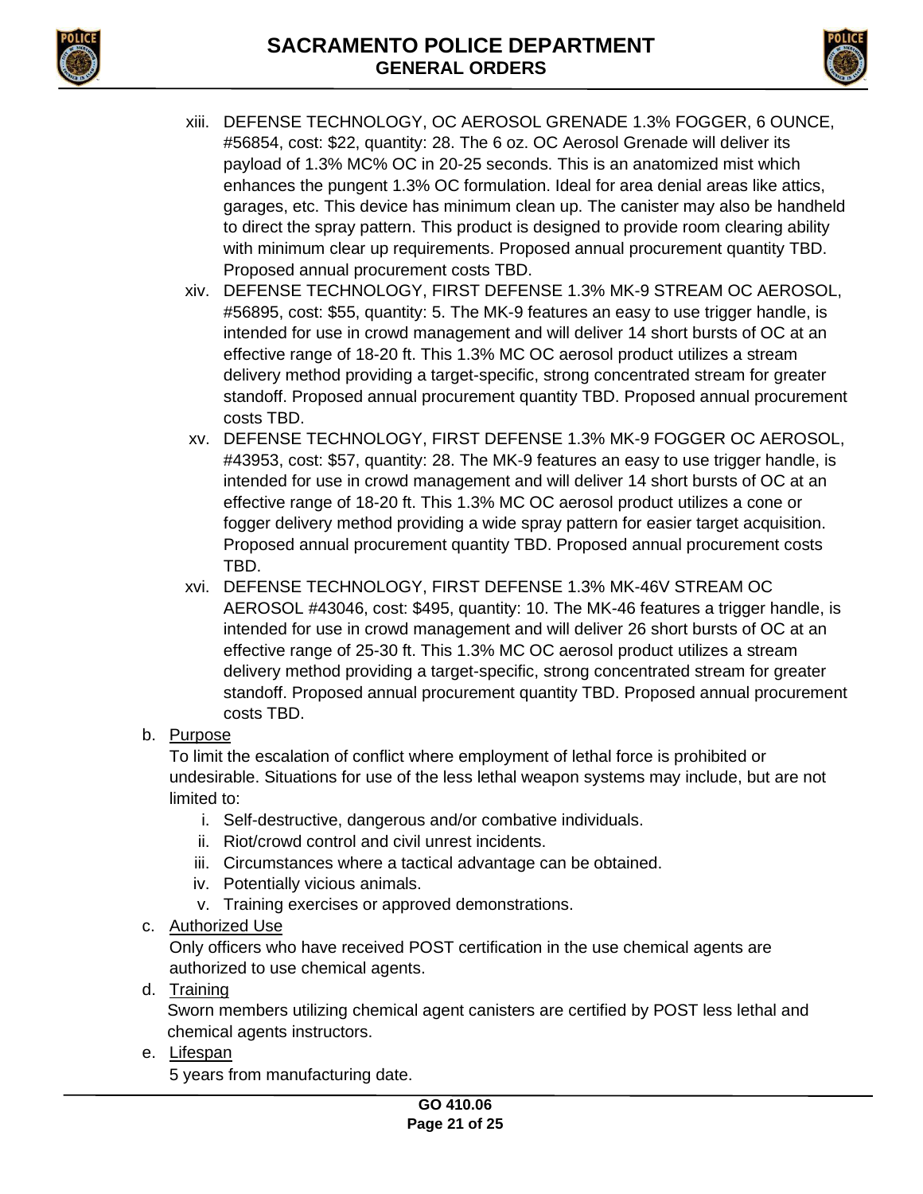xiii. DEFENSE TECHNOLOGY, OC AEROSOL GRENADE 1.3% FOGGER, 6 OUNCE, #56854, cost: $22, quantity: 28. The 6 oz. OC Aerosol Grenade will deliver its payload of 1.3% MC% OC in 20-25 seconds. This is an anatomized mist which enhances the pungent 1.3% OC formulation. Ideal for area denial areas like attics, garages, etc. This device has minimum clean up. The canister may also be handheld to direct the spray pattern. This product is designed to provide room clearing ability with minimum clear up requirements. Proposed annual procurement quantity TBD. Proposed annual procurement costs TBD.

xiv. DEFENSE TECHNOLOGY, FIRST DEFENSE 1.3% MK-9 STREAM OC AEROSOL, #56895, cost: $55, quantity: 5. The MK-9 features an easy to use trigger handle, is intended for use in crowd management and will deliver 14 short bursts of OC at an effective range of 18-20 ft. This 1.3% MC OC aerosol product utilizes a stream delivery method providing a target-specific, strong concentrated stream for greater standoff. Proposed annual procurement quantity TBD. Proposed annual procurement costs TBD.

xv. DEFENSE TECHNOLOGY, FIRST DEFENSE 1.3% MK-9 FOGGER OC AEROSOL, #43953, cost: $57, quantity: 28. The MK-9 features an easy to use trigger handle, is intended for use in crowd management and will deliver 14 short bursts of OC at an effective range of 18-20 ft. This 1.3% MC OC aerosol product utilizes a cone or fogger delivery method providing a wide spray pattern for easier target acquisition. Proposed annual procurement quantity TBD. Proposed annual procurement costs TBD.

xvi. DEFENSE TECHNOLOGY, FIRST DEFENSE 1.3% MK-46V STREAM OC AEROSOL #43046, cost: $495, quantity: 10. The MK-46 features a trigger handle, is intended for use in crowd management and will deliver 26 short bursts of OC at an effective range of 25-30 ft. This 1.3% MC OC aerosol product utilizes a stream delivery method providing a target-specific, strong concentrated stream for greater standoff. Proposed annual procurement quantity TBD. Proposed annual procurement costs TBD.

b. Purpose

To limit the escalation of conflict where employment of lethal force is prohibited or undesirable. Situations for use of the less lethal weapon systems may include, but are not limited to:

i. Self-destructive, dangerous and/or combative individuals.
ii. Riot/crowd control and civil unrest incidents.
iii. Circumstances where a tactical advantage can be obtained.
iv. Potentially vicious animals.
v. Training exercises or approved demonstrations.

c. Authorized Use

Only officers who have received POST certification in the use chemical agents are authorized to use chemical agents.

d. Training

Sworn members utilizing chemical agent canisters are certified by POST less lethal and chemical agents instructors.

e. Lifespan

5 years from manufacturing date.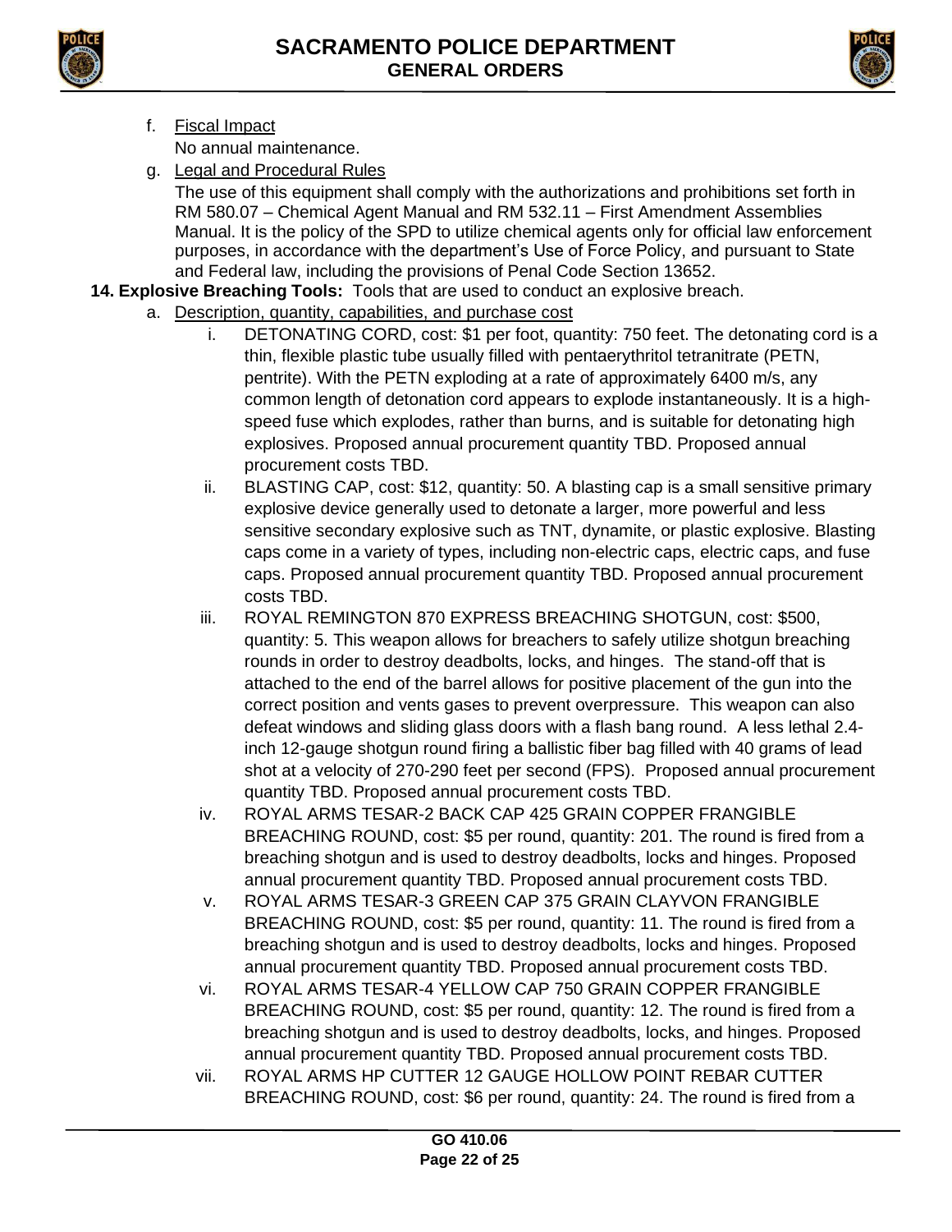f. <u>Fiscal Impact</u>

   No annual maintenance.

g. <u>Legal and Procedural Rules</u>

   The use of this equipment shall comply with the authorizations and prohibitions set forth in RM 580.07 – Chemical Agent Manual and RM 532.11 – First Amendment Assemblies Manual. It is the policy of the SPD to utilize chemical agents only for official law enforcement purposes, in accordance with the department's Use of Force Policy, and pursuant to State and Federal law, including the provisions of Penal Code Section 13652.

**14. Explosive Breaching Tools:** Tools that are used to conduct an explosive breach.

a. <u>Description, quantity, capabilities, and purchase cost</u>

   i. DETONATING CORD, cost: $1 per foot, quantity: 750 feet. The detonating cord is a thin, flexible plastic tube usually filled with pentaerythritol tetranitrate (PETN, pentrite). With the PETN exploding at a rate of approximately 6400 m/s, any common length of detonation cord appears to explode instantaneously. It is a high-speed fuse which explodes, rather than burns, and is suitable for detonating high explosives. Proposed annual procurement quantity TBD. Proposed annual procurement costs TBD.

   ii. BLASTING CAP, cost: $12, quantity: 50. A blasting cap is a small sensitive primary explosive device generally used to detonate a larger, more powerful and less sensitive secondary explosive such as TNT, dynamite, or plastic explosive. Blasting caps come in a variety of types, including non-electric caps, electric caps, and fuse caps. Proposed annual procurement quantity TBD. Proposed annual procurement costs TBD.

   iii. ROYAL REMINGTON 870 EXPRESS BREACHING SHOTGUN, cost: $500, quantity: 5. This weapon allows for breachers to safely utilize shotgun breaching rounds in order to destroy deadbolts, locks, and hinges. The stand-off that is attached to the end of the barrel allows for positive placement of the gun into the correct position and vents gases to prevent overpressure. This weapon can also defeat windows and sliding glass doors with a flash bang round. A less lethal 2.4-inch 12-gauge shotgun round firing a ballistic fiber bag filled with 40 grams of lead shot at a velocity of 270-290 feet per second (FPS). Proposed annual procurement quantity TBD. Proposed annual procurement costs TBD.

   iv. ROYAL ARMS TESAR-2 BACK CAP 425 GRAIN COPPER FRANGIBLE BREACHING ROUND, cost: $5 per round, quantity: 201. The round is fired from a breaching shotgun and is used to destroy deadbolts, locks and hinges. Proposed annual procurement quantity TBD. Proposed annual procurement costs TBD.

   v. ROYAL ARMS TESAR-3 GREEN CAP 375 GRAIN CLAYVON FRANGIBLE BREACHING ROUND, cost: $5 per round, quantity: 11. The round is fired from a breaching shotgun and is used to destroy deadbolts, locks and hinges. Proposed annual procurement quantity TBD. Proposed annual procurement costs TBD.

   vi. ROYAL ARMS TESAR-4 YELLOW CAP 750 GRAIN COPPER FRANGIBLE BREACHING ROUND, cost: $5 per round, quantity: 12. The round is fired from a breaching shotgun and is used to destroy deadbolts, locks, and hinges. Proposed annual procurement quantity TBD. Proposed annual procurement costs TBD.

   vii. ROYAL ARMS HP CUTTER 12 GAUGE HOLLOW POINT REBAR CUTTER BREACHING ROUND, cost: $6 per round, quantity: 24. The round is fired from a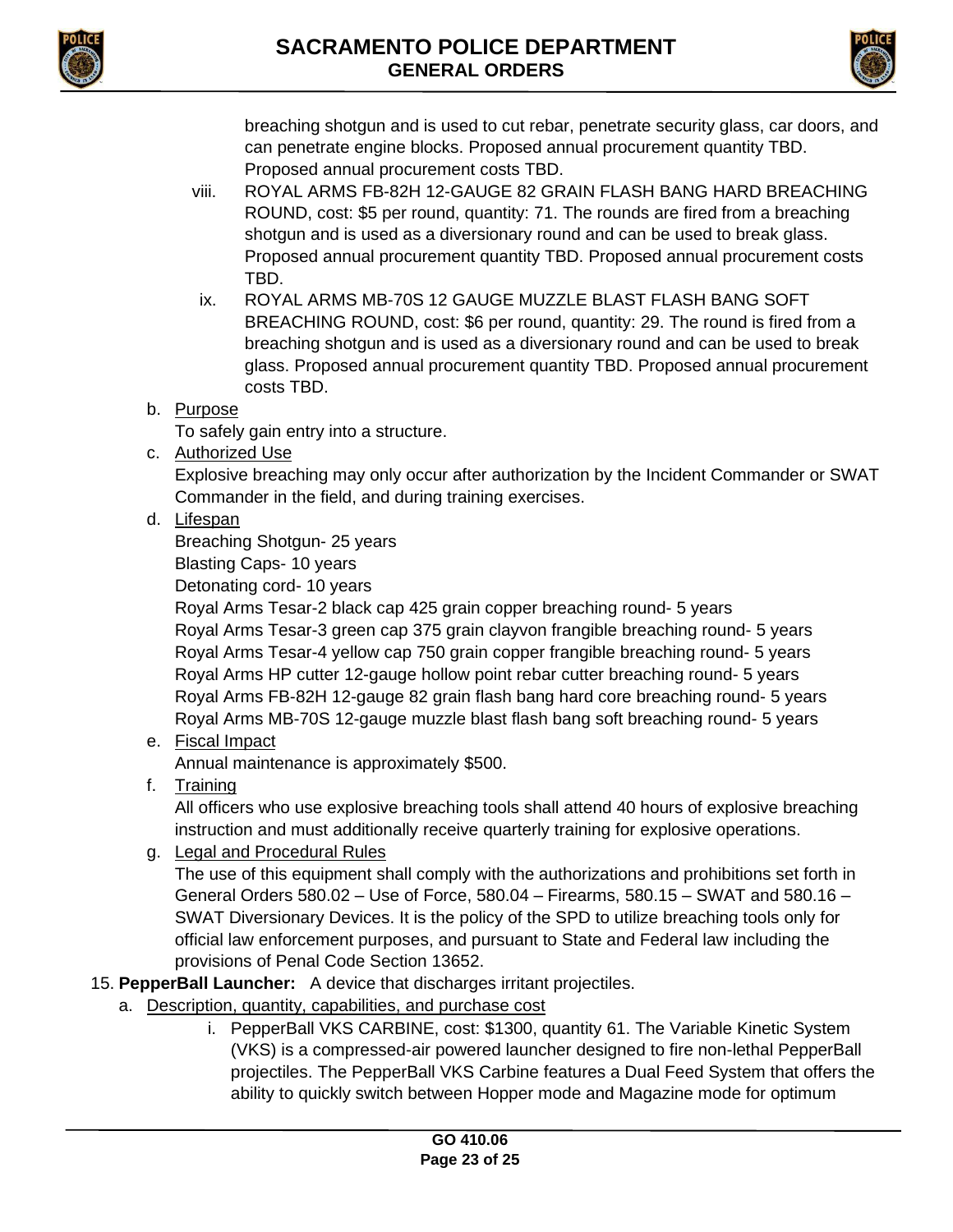breaching shotgun and is used to cut rebar, penetrate security glass, car doors, and can penetrate engine blocks. Proposed annual procurement quantity TBD. Proposed annual procurement costs TBD.

viii. ROYAL ARMS FB-82H 12-GAUGE 82 GRAIN FLASH BANG HARD BREACHING ROUND, cost: $5 per round, quantity: 71. The rounds are fired from a breaching shotgun and is used as a diversionary round and can be used to break glass. Proposed annual procurement quantity TBD. Proposed annual procurement costs TBD.

ix. ROYAL ARMS MB-70S 12 GAUGE MUZZLE BLAST FLASH BANG SOFT BREACHING ROUND, cost: $6 per round, quantity: 29. The round is fired from a breaching shotgun and is used as a diversionary round and can be used to break glass. Proposed annual procurement quantity TBD. Proposed annual procurement costs TBD.

b. Purpose
To safely gain entry into a structure.

c. Authorized Use
Explosive breaching may only occur after authorization by the Incident Commander or SWAT Commander in the field, and during training exercises.

d. Lifespan
Breaching Shotgun- 25 years
Blasting Caps- 10 years
Detonating cord- 10 years
Royal Arms Tesar-2 black cap 425 grain copper breaching round- 5 years
Royal Arms Tesar-3 green cap 375 grain clayvon frangible breaching round- 5 years
Royal Arms Tesar-4 yellow cap 750 grain copper frangible breaching round- 5 years
Royal Arms HP cutter 12-gauge hollow point rebar cutter breaching round- 5 years
Royal Arms FB-82H 12-gauge 82 grain flash bang hard core breaching round- 5 years
Royal Arms MB-70S 12-gauge muzzle blast flash bang soft breaching round- 5 years

e. Fiscal Impact
Annual maintenance is approximately $500.

f. Training
All officers who use explosive breaching tools shall attend 40 hours of explosive breaching instruction and must additionally receive quarterly training for explosive operations.

g. Legal and Procedural Rules
The use of this equipment shall comply with the authorizations and prohibitions set forth in General Orders 580.02 – Use of Force, 580.04 – Firearms, 580.15 – SWAT and 580.16 – SWAT Diversionary Devices. It is the policy of the SPD to utilize breaching tools only for official law enforcement purposes, and pursuant to State and Federal law including the provisions of Penal Code Section 13652.

15. **PepperBall Launcher:** A device that discharges irritant projectiles.

a. Description, quantity, capabilities, and purchase cost

i. PepperBall VKS CARBINE, cost: $1300, quantity 61. The Variable Kinetic System (VKS) is a compressed-air powered launcher designed to fire non-lethal PepperBall projectiles. The PepperBall VKS Carbine features a Dual Feed System that offers the ability to quickly switch between Hopper mode and Magazine mode for optimum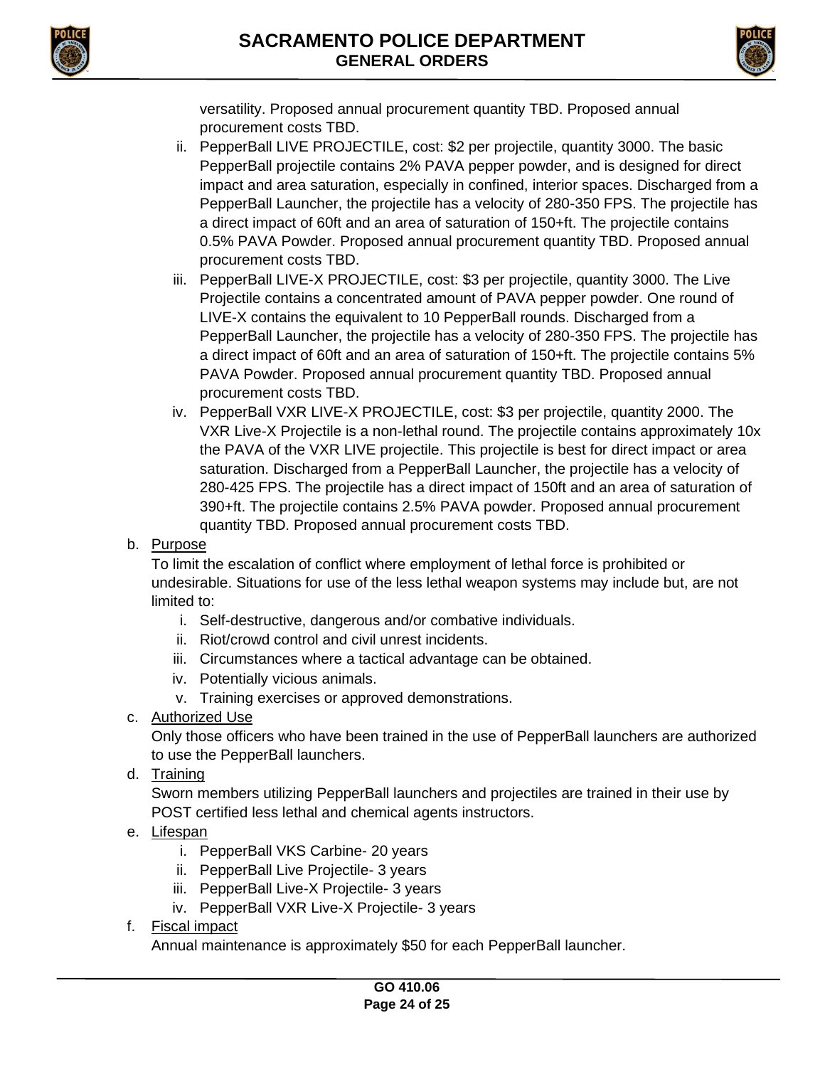versatility. Proposed annual procurement quantity TBD. Proposed annual procurement costs TBD.

   ii. PepperBall LIVE PROJECTILE, cost: $2 per projectile, quantity 3000. The basic PepperBall projectile contains 2% PAVA pepper powder, and is designed for direct impact and area saturation, especially in confined, interior spaces. Discharged from a PepperBall Launcher, the projectile has a velocity of 280-350 FPS. The projectile has a direct impact of 60ft and an area of saturation of 150+ft. The projectile contains 0.5% PAVA Powder. Proposed annual procurement quantity TBD. Proposed annual procurement costs TBD.

   iii. PepperBall LIVE-X PROJECTILE, cost: $3 per projectile, quantity 3000. The Live Projectile contains a concentrated amount of PAVA pepper powder. One round of LIVE-X contains the equivalent to 10 PepperBall rounds. Discharged from a PepperBall Launcher, the projectile has a velocity of 280-350 FPS. The projectile has a direct impact of 60ft and an area of saturation of 150+ft. The projectile contains 5% PAVA Powder. Proposed annual procurement quantity TBD. Proposed annual procurement costs TBD.

   iv. PepperBall VXR LIVE-X PROJECTILE, cost: $3 per projectile, quantity 2000. The VXR Live-X Projectile is a non-lethal round. The projectile contains approximately 10x the PAVA of the VXR LIVE projectile. This projectile is best for direct impact or area saturation. Discharged from a PepperBall Launcher, the projectile has a velocity of 280-425 FPS. The projectile has a direct impact of 150ft and an area of saturation of 390+ft. The projectile contains 2.5% PAVA powder. Proposed annual procurement quantity TBD. Proposed annual procurement costs TBD.

b. <u>Purpose</u>

   To limit the escalation of conflict where employment of lethal force is prohibited or undesirable. Situations for use of the less lethal weapon systems may include but, are not limited to:

   i. Self-destructive, dangerous and/or combative individuals.
   ii. Riot/crowd control and civil unrest incidents.
   iii. Circumstances where a tactical advantage can be obtained.
   iv. Potentially vicious animals.
   v. Training exercises or approved demonstrations.

c. <u>Authorized Use</u>

   Only those officers who have been trained in the use of PepperBall launchers are authorized to use the PepperBall launchers.

d. <u>Training</u>

   Sworn members utilizing PepperBall launchers and projectiles are trained in their use by POST certified less lethal and chemical agents instructors.

e. <u>Lifespan</u>

   i. PepperBall VKS Carbine- 20 years
   ii. PepperBall Live Projectile- 3 years
   iii. PepperBall Live-X Projectile- 3 years
   iv. PepperBall VXR Live-X Projectile- 3 years

f. <u>Fiscal impact</u>

   Annual maintenance is approximately $50 for each PepperBall launcher.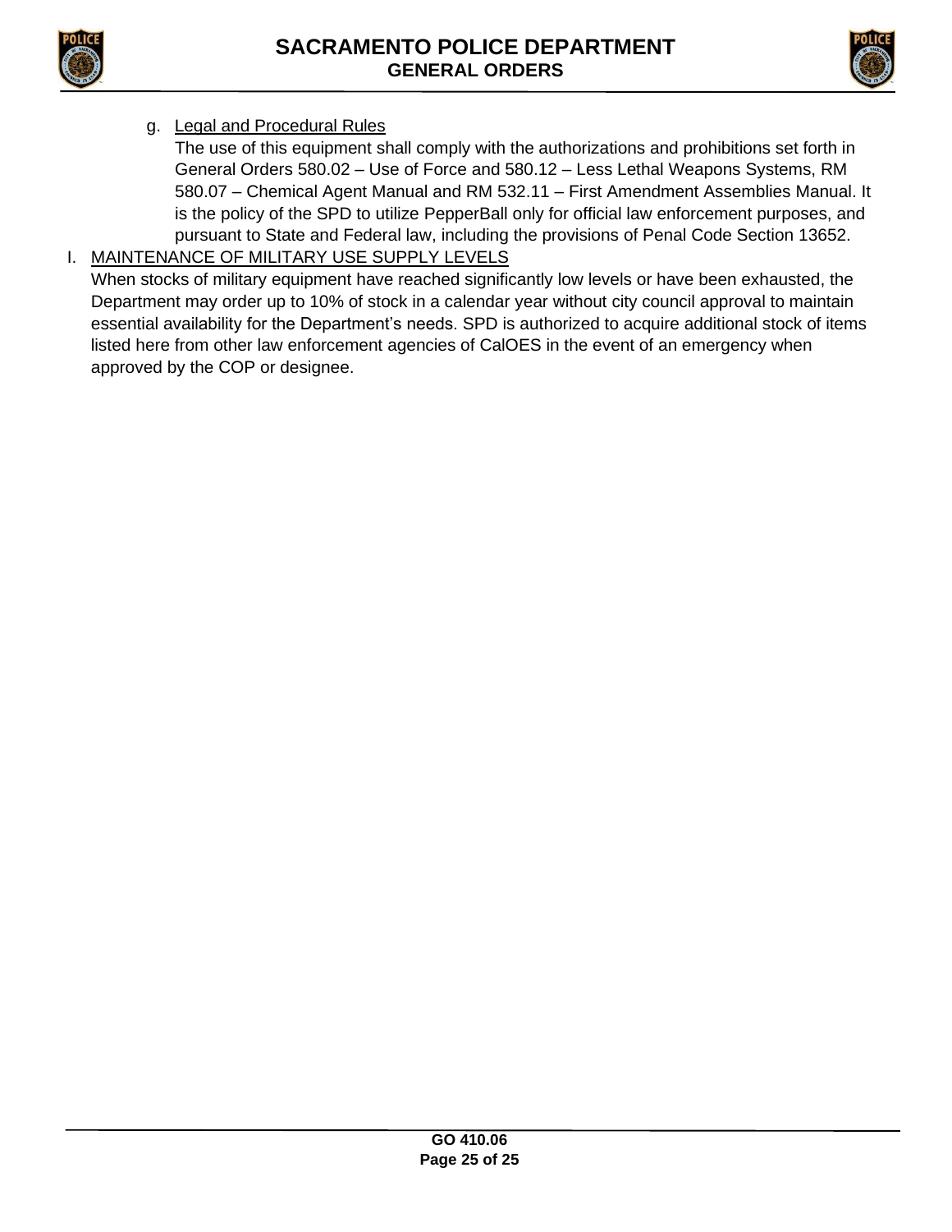g. Legal and Procedural Rules

   The use of this equipment shall comply with the authorizations and prohibitions set forth in General Orders 580.02 – Use of Force and 580.12 – Less Lethal Weapons Systems, RM 580.07 – Chemical Agent Manual and RM 532.11 – First Amendment Assemblies Manual. It is the policy of the SPD to utilize PepperBall only for official law enforcement purposes, and pursuant to State and Federal law, including the provisions of Penal Code Section 13652.

I. MAINTENANCE OF MILITARY USE SUPPLY LEVELS

   When stocks of military equipment have reached significantly low levels or have been exhausted, the Department may order up to 10% of stock in a calendar year without city council approval to maintain essential availability for the Department's needs. SPD is authorized to acquire additional stock of items listed here from other law enforcement agencies of CalOES in the event of an emergency when approved by the COP or designee.